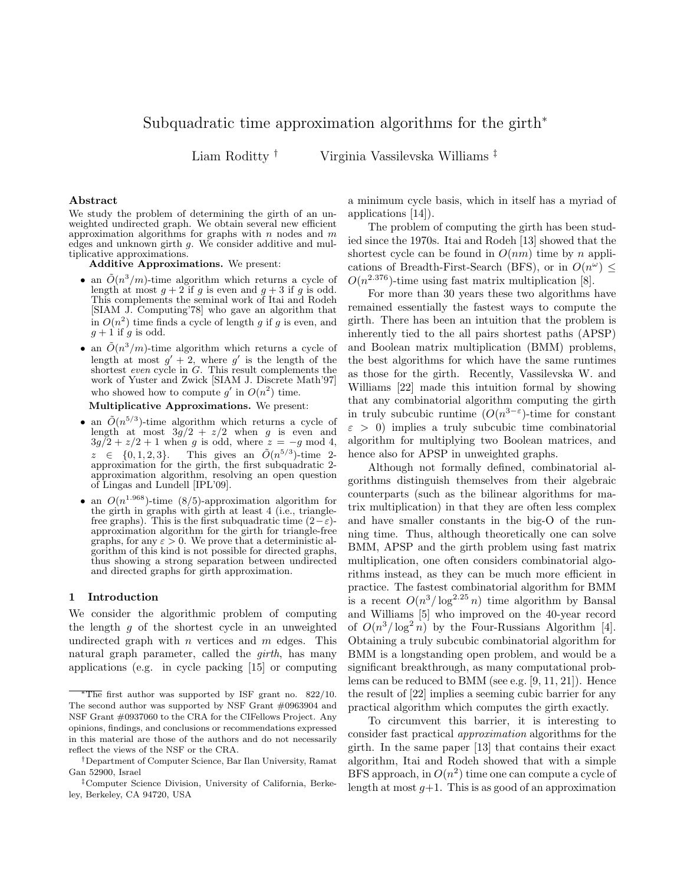# Subquadratic time approximation algorithms for the girth*

Liam Roditty †  Virginia Vassilevska Williams ‡

## Abstract

We study the problem of determining the girth of an unweighted undirected graph. We obtain several new efficient approximation algorithms for graphs with $n$ nodes and $m$ edges and unknown girth $g$. We consider additive and multiplicative approximations.

**Additive Approximations.** We present:

- an $\tilde{O}(n^3/m)$-time algorithm which returns a cycle of length at most $g + 2$ if $g$ is even and $g + 3$ if $g$ is odd. This complements the seminal work of Itai and Rodeh [SIAM J. Computing'78] who gave an algorithm that in $O(n^2)$ time finds a cycle of length $g$ if $g$ is even, and $g + 1$ if $g$ is odd.
- an $\tilde{O}(n^3/m)$-time algorithm which returns a cycle of length at most $g' + 2$, where $g'$ is the length of the shortest *even* cycle in $G$. This result complements the work of Yuster and Zwick [SIAM J. Discrete Math'97] who showed how to compute $g'$ in $O(n^2)$ time.

**Multiplicative Approximations.** We present:

- an $\tilde{O}(n^{5/3})$-time algorithm which returns a cycle of length at most $3g/2 + z/2$ when $g$ is even and $3g/2 + z/2 + 1$ when $g$ is odd, where $z = -g \bmod 4$, $z \in \{0, 1, 2, 3\}$. This gives an $\tilde{O}(n^{5/3})$-time 2-approximation for the girth, the first subquadratic 2-approximation algorithm, resolving an open question of Lingas and Lundell [IPL'09].
- an $O(n^{1.968})$-time $(8/5)$-approximation algorithm for the girth in graphs with girth at least 4 (i.e., triangle-free graphs). This is the first subquadratic time $(2-\varepsilon)$-approximation algorithm for the girth for triangle-free graphs, for any $\varepsilon > 0$. We prove that a deterministic algorithm of this kind is not possible for directed graphs, thus showing a strong separation between undirected and directed graphs for girth approximation.

## 1 Introduction

We consider the algorithmic problem of computing the length $g$ of the shortest cycle in an unweighted undirected graph with $n$ vertices and $m$ edges. This natural graph parameter, called the *girth*, has many applications (e.g. in cycle packing [15] or computing a minimum cycle basis, which in itself has a myriad of applications [14]).

The problem of computing the girth has been studied since the 1970s. Itai and Rodeh [13] showed that the shortest cycle can be found in $O(nm)$ time by $n$ applications of Breadth-First-Search (BFS), or in $O(n^\omega) \leq O(n^{2.376})$-time using fast matrix multiplication [8].

For more than 30 years these two algorithms have remained essentially the fastest ways to compute the girth. There has been an intuition that the problem is inherently tied to the all pairs shortest paths (APSP) and Boolean matrix multiplication (BMM) problems, the best algorithms for which have the same runtimes as those for the girth. Recently, Vassilevska W. and Williams [22] made this intuition formal by showing that any combinatorial algorithm computing the girth in truly subcubic runtime ($O(n^{3-\varepsilon})$-time for constant $\varepsilon > 0$) implies a truly subcubic time combinatorial algorithm for multiplying two Boolean matrices, and hence also for APSP in unweighted graphs.

Although not formally defined, combinatorial algorithms distinguish themselves from their algebraic counterparts (such as the bilinear algorithms for matrix multiplication) in that they are often less complex and have smaller constants in the big-O of the running time. Thus, although theoretically one can solve BMM, APSP and the girth problem using fast matrix multiplication, one often considers combinatorial algorithms instead, as they can be much more efficient in practice. The fastest combinatorial algorithm for BMM is a recent $O(n^3/\log^{2.25} n)$ time algorithm by Bansal and Williams [5] who improved on the 40-year record of $O(n^3/\log^2 n)$ by the Four-Russians Algorithm [4]. Obtaining a truly subcubic combinatorial algorithm for BMM is a longstanding open problem, and would be a significant breakthrough, as many computational problems can be reduced to BMM (see e.g. [9, 11, 21]). Hence the result of [22] implies a seeming cubic barrier for any practical algorithm which computes the girth exactly.

To circumvent this barrier, it is interesting to consider fast practical *approximation* algorithms for the girth. In the same paper [13] that contains their exact algorithm, Itai and Rodeh showed that with a simple BFS approach, in $O(n^2)$ time one can compute a cycle of length at most $g+1$. This is as good of an approximation

---

*The first author was supported by ISF grant no. 822/10. The second author was supported by NSF Grant #0963904 and NSF Grant #0937060 to the CRA for the CIFellows Project. Any opinions, findings, and conclusions or recommendations expressed in this material are those of the authors and do not necessarily reflect the views of the NSF or the CRA.

†Department of Computer Science, Bar Ilan University, Ramat Gan 52900, Israel

‡Computer Science Division, University of California, Berkeley, Berkeley, CA 94720, USA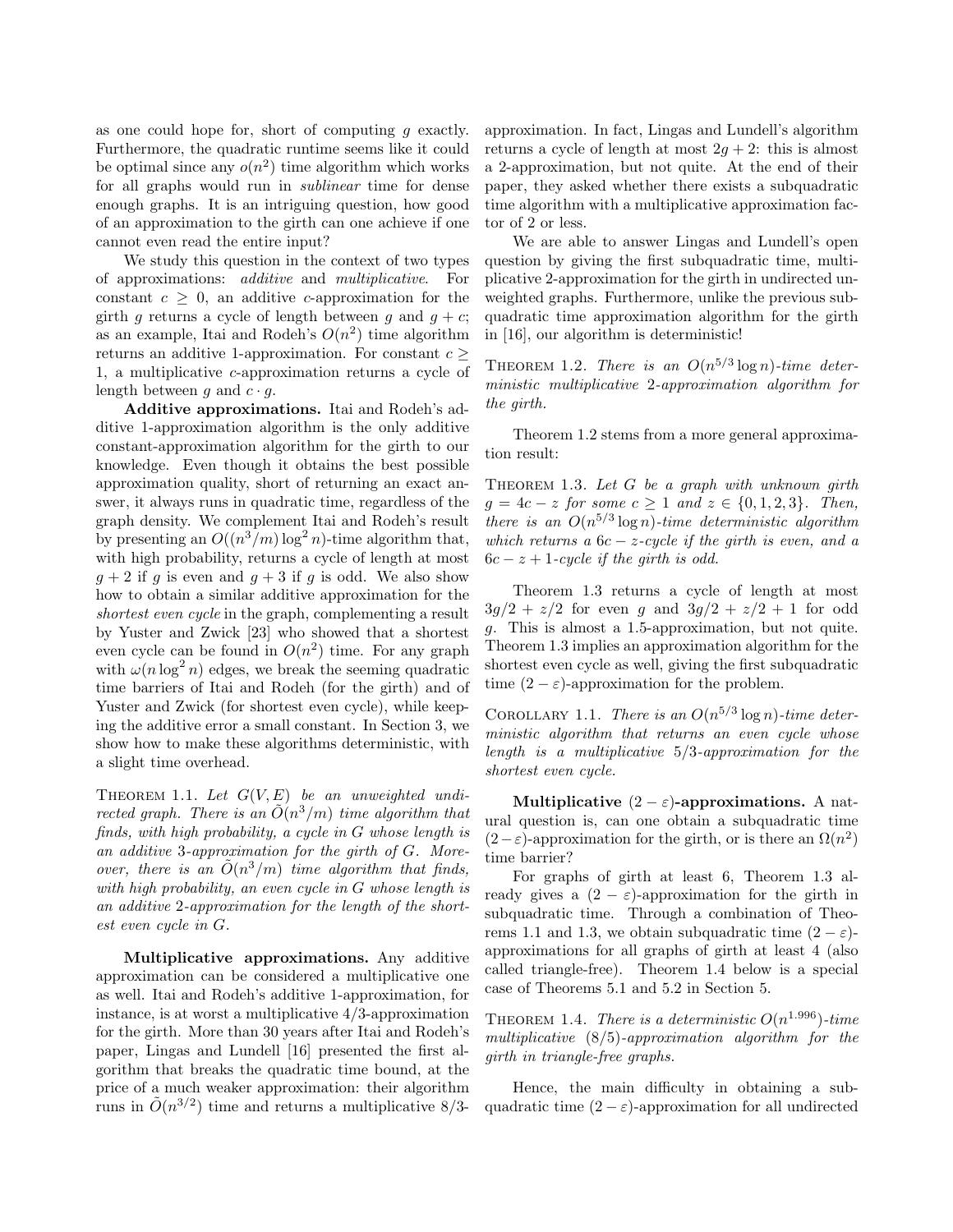as one could hope for, short of computing $g$ exactly. Furthermore, the quadratic runtime seems like it could be optimal since any $o(n^2)$ time algorithm which works for all graphs would run in *sublinear* time for dense enough graphs. It is an intriguing question, how good of an approximation to the girth can one achieve if one cannot even read the entire input?

We study this question in the context of two types of approximations: *additive* and *multiplicative*. For constant $c \geq 0$, an additive $c$-approximation for the girth $g$ returns a cycle of length between $g$ and $g+c$; as an example, Itai and Rodeh's $O(n^2)$ time algorithm returns an additive 1-approximation. For constant $c \geq 1$, a multiplicative $c$-approximation returns a cycle of length between $g$ and $c \cdot g$.

**Additive approximations.** Itai and Rodeh's additive 1-approximation algorithm is the only additive constant-approximation algorithm for the girth to our knowledge. Even though it obtains the best possible approximation quality, short of returning an exact answer, it always runs in quadratic time, regardless of the graph density. We complement Itai and Rodeh's result by presenting an $O((n^3/m)\log^2 n)$-time algorithm that, with high probability, returns a cycle of length at most $g+2$ if $g$ is even and $g+3$ if $g$ is odd. We also show how to obtain a similar additive approximation for the *shortest even cycle* in the graph, complementing a result by Yuster and Zwick [23] who showed that a shortest even cycle can be found in $O(n^2)$ time. For any graph with $\omega(n \log^2 n)$ edges, we break the seeming quadratic time barriers of Itai and Rodeh (for the girth) and of Yuster and Zwick (for shortest even cycle), while keeping the additive error a small constant. In Section 3, we show how to make these algorithms deterministic, with a slight time overhead.

Theorem 1.1. *Let $G(V,E)$ be an unweighted undirected graph. There is an $\tilde{O}(n^3/m)$ time algorithm that finds, with high probability, a cycle in $G$ whose length is an additive 3-approximation for the girth of $G$. Moreover, there is an $\tilde{O}(n^3/m)$ time algorithm that finds, with high probability, an even cycle in $G$ whose length is an additive 2-approximation for the length of the shortest even cycle in $G$.*

**Multiplicative approximations.** Any additive approximation can be considered a multiplicative one as well. Itai and Rodeh's additive 1-approximation, for instance, is at worst a multiplicative 4/3-approximation for the girth. More than 30 years after Itai and Rodeh's paper, Lingas and Lundell [16] presented the first algorithm that breaks the quadratic time bound, at the price of a much weaker approximation: their algorithm runs in $\tilde{O}(n^{3/2})$ time and returns a multiplicative 8/3-approximation. In fact, Lingas and Lundell's algorithm returns a cycle of length at most $2g+2$: this is almost a 2-approximation, but not quite. At the end of their paper, they asked whether there exists a subquadratic time algorithm with a multiplicative approximation factor of 2 or less.

We are able to answer Lingas and Lundell's open question by giving the first subquadratic time, multiplicative 2-approximation for the girth in undirected unweighted graphs. Furthermore, unlike the previous subquadratic time approximation algorithm for the girth in [16], our algorithm is deterministic!

Theorem 1.2. *There is an $O(n^{5/3}\log n)$-time deterministic multiplicative 2-approximation algorithm for the girth.*

Theorem 1.2 stems from a more general approximation result:

Theorem 1.3. *Let $G$ be a graph with unknown girth $g = 4c - z$ for some $c \geq 1$ and $z \in \{0,1,2,3\}$. Then, there is an $O(n^{5/3}\log n)$-time deterministic algorithm which returns a $6c - z$-cycle if the girth is even, and a $6c - z + 1$-cycle if the girth is odd.*

Theorem 1.3 returns a cycle of length at most $3g/2 + z/2$ for even $g$ and $3g/2 + z/2 + 1$ for odd $g$. This is almost a 1.5-approximation, but not quite. Theorem 1.3 implies an approximation algorithm for the shortest even cycle as well, giving the first subquadratic time $(2-\varepsilon)$-approximation for the problem.

Corollary 1.1. *There is an $O(n^{5/3}\log n)$-time deterministic algorithm that returns an even cycle whose length is a multiplicative 5/3-approximation for the shortest even cycle.*

**Multiplicative $(2-\varepsilon)$-approximations.** A natural question is, can one obtain a subquadratic time $(2-\varepsilon)$-approximation for the girth, or is there an $\Omega(n^2)$ time barrier?

For graphs of girth at least 6, Theorem 1.3 already gives a $(2-\varepsilon)$-approximation for the girth in subquadratic time. Through a combination of Theorems 1.1 and 1.3, we obtain subquadratic time $(2-\varepsilon)$-approximations for all graphs of girth at least 4 (also called triangle-free). Theorem 1.4 below is a special case of Theorems 5.1 and 5.2 in Section 5.

Theorem 1.4. *There is a deterministic $O(n^{1.996})$-time multiplicative $(8/5)$-approximation algorithm for the girth in triangle-free graphs.*

Hence, the main difficulty in obtaining a subquadratic time $(2-\varepsilon)$-approximation for all undirected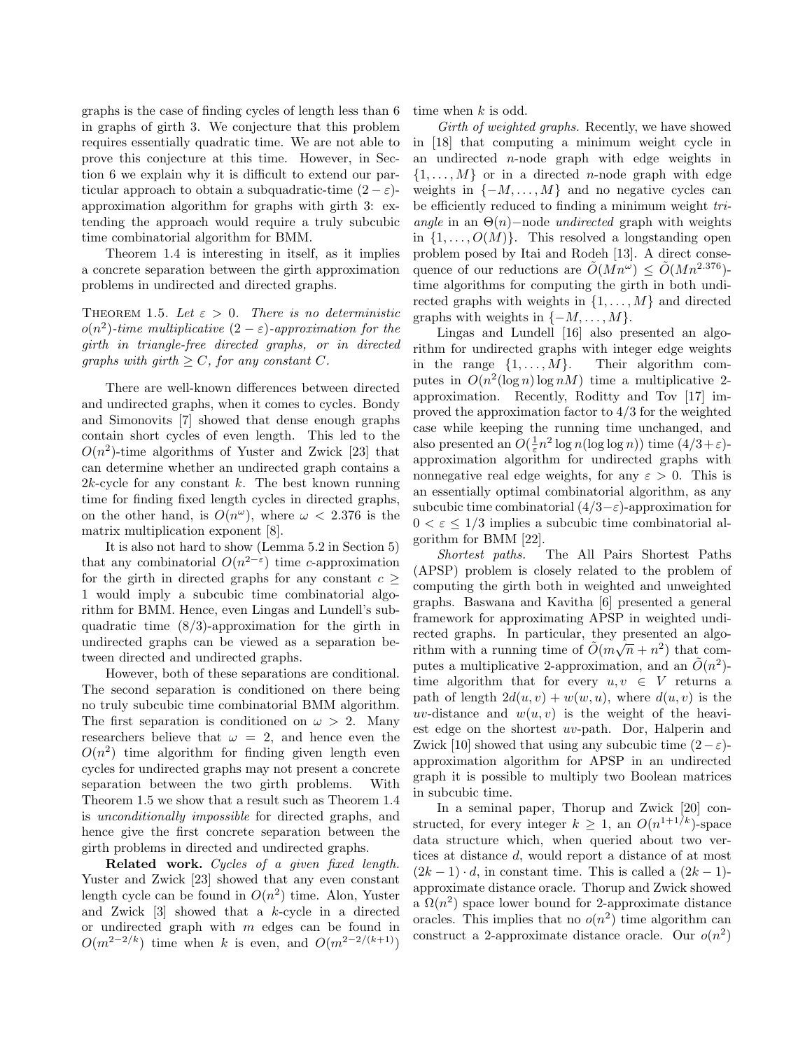graphs is the case of finding cycles of length less than 6 in graphs of girth 3. We conjecture that this problem requires essentially quadratic time. We are not able to prove this conjecture at this time. However, in Section 6 we explain why it is difficult to extend our particular approach to obtain a subquadratic-time $(2-\varepsilon)$-approximation algorithm for graphs with girth 3: extending the approach would require a truly subcubic time combinatorial algorithm for BMM.

Theorem 1.4 is interesting in itself, as it implies a concrete separation between the girth approximation problems in undirected and directed graphs.

THEOREM 1.5. *Let $\varepsilon > 0$. There is no deterministic $o(n^2)$-time multiplicative $(2-\varepsilon)$-approximation for the girth in triangle-free directed graphs, or in directed graphs with girth $\geq C$, for any constant $C$.*

There are well-known differences between directed and undirected graphs, when it comes to cycles. Bondy and Simonovits [7] showed that dense enough graphs contain short cycles of even length. This led to the $O(n^2)$-time algorithms of Yuster and Zwick [23] that can determine whether an undirected graph contains a $2k$-cycle for any constant $k$. The best known running time for finding fixed length cycles in directed graphs, on the other hand, is $O(n^\omega)$, where $\omega < 2.376$ is the matrix multiplication exponent [8].

It is also not hard to show (Lemma 5.2 in Section 5) that any combinatorial $O(n^{2-\varepsilon})$ time $c$-approximation for the girth in directed graphs for any constant $c \geq 1$ would imply a subcubic time combinatorial algorithm for BMM. Hence, even Lingas and Lundell's subquadratic time $(8/3)$-approximation for the girth in undirected graphs can be viewed as a separation between directed and undirected graphs.

However, both of these separations are conditional. The second separation is conditioned on there being no truly subcubic time combinatorial BMM algorithm. The first separation is conditioned on $\omega > 2$. Many researchers believe that $\omega = 2$, and hence even the $O(n^2)$ time algorithm for finding given length even cycles for undirected graphs may not present a concrete separation between the two girth problems. With Theorem 1.5 we show that a result such as Theorem 1.4 is *unconditionally impossible* for directed graphs, and hence give the first concrete separation between the girth problems in directed and undirected graphs.

**Related work.** *Cycles of a given fixed length.* Yuster and Zwick [23] showed that any even constant length cycle can be found in $O(n^2)$ time. Alon, Yuster and Zwick [3] showed that a $k$-cycle in a directed or undirected graph with $m$ edges can be found in $O(m^{2-2/k})$ time when $k$ is even, and $O(m^{2-2/(k+1)})$ time when $k$ is odd.

*Girth of weighted graphs.* Recently, we have showed in [18] that computing a minimum weight cycle in an undirected $n$-node graph with edge weights in $\{1, \ldots, M\}$ or in a directed $n$-node graph with edge weights in $\{-M, \ldots, M\}$ and no negative cycles can be efficiently reduced to finding a minimum weight *triangle* in an $\Theta(n)-$node *undirected* graph with weights in $\{1, \ldots, O(M)\}$. This resolved a longstanding open problem posed by Itai and Rodeh [13]. A direct consequence of our reductions are $\tilde{O}(Mn^\omega) \leq \tilde{O}(Mn^{2.376})$-time algorithms for computing the girth in both undirected graphs with weights in $\{1, \ldots, M\}$ and directed graphs with weights in $\{-M, \ldots, M\}$.

Lingas and Lundell [16] also presented an algorithm for undirected graphs with integer edge weights in the range $\{1, \ldots, M\}$. Their algorithm computes in $O(n^2(\log n)\log nM)$ time a multiplicative 2-approximation. Recently, Roditty and Tov [17] improved the approximation factor to $4/3$ for the weighted case while keeping the running time unchanged, and also presented an $O(\frac{1}{\varepsilon}n^2 \log n(\log\log n))$ time $(4/3+\varepsilon)$-approximation algorithm for undirected graphs with nonnegative real edge weights, for any $\varepsilon > 0$. This is an essentially optimal combinatorial algorithm, as any subcubic time combinatorial $(4/3-\varepsilon)$-approximation for $0 < \varepsilon \leq 1/3$ implies a subcubic time combinatorial algorithm for BMM [22].

*Shortest paths.* The All Pairs Shortest Paths (APSP) problem is closely related to the problem of computing the girth both in weighted and unweighted graphs. Baswana and Kavitha [6] presented a general framework for approximating APSP in weighted undirected graphs. In particular, they presented an algorithm with a running time of $\tilde{O}(m\sqrt{n} + n^2)$ that computes a multiplicative 2-approximation, and an $\tilde{O}(n^2)$-time algorithm that for every $u, v \in V$ returns a path of length $2d(u, v) + w(w, u)$, where $d(u, v)$ is the $uv$-distance and $w(u, v)$ is the weight of the heaviest edge on the shortest $uv$-path. Dor, Halperin and Zwick [10] showed that using any subcubic time $(2-\varepsilon)$-approximation algorithm for APSP in an undirected graph it is possible to multiply two Boolean matrices in subcubic time.

In a seminal paper, Thorup and Zwick [20] constructed, for every integer $k \geq 1$, an $O(n^{1+1/k})$-space data structure which, when queried about two vertices at distance $d$, would report a distance of at most $(2k-1) \cdot d$, in constant time. This is called a $(2k-1)$-approximate distance oracle. Thorup and Zwick showed a $\Omega(n^2)$ space lower bound for 2-approximate distance oracles. This implies that no $o(n^2)$ time algorithm can construct a 2-approximate distance oracle. Our $o(n^2)$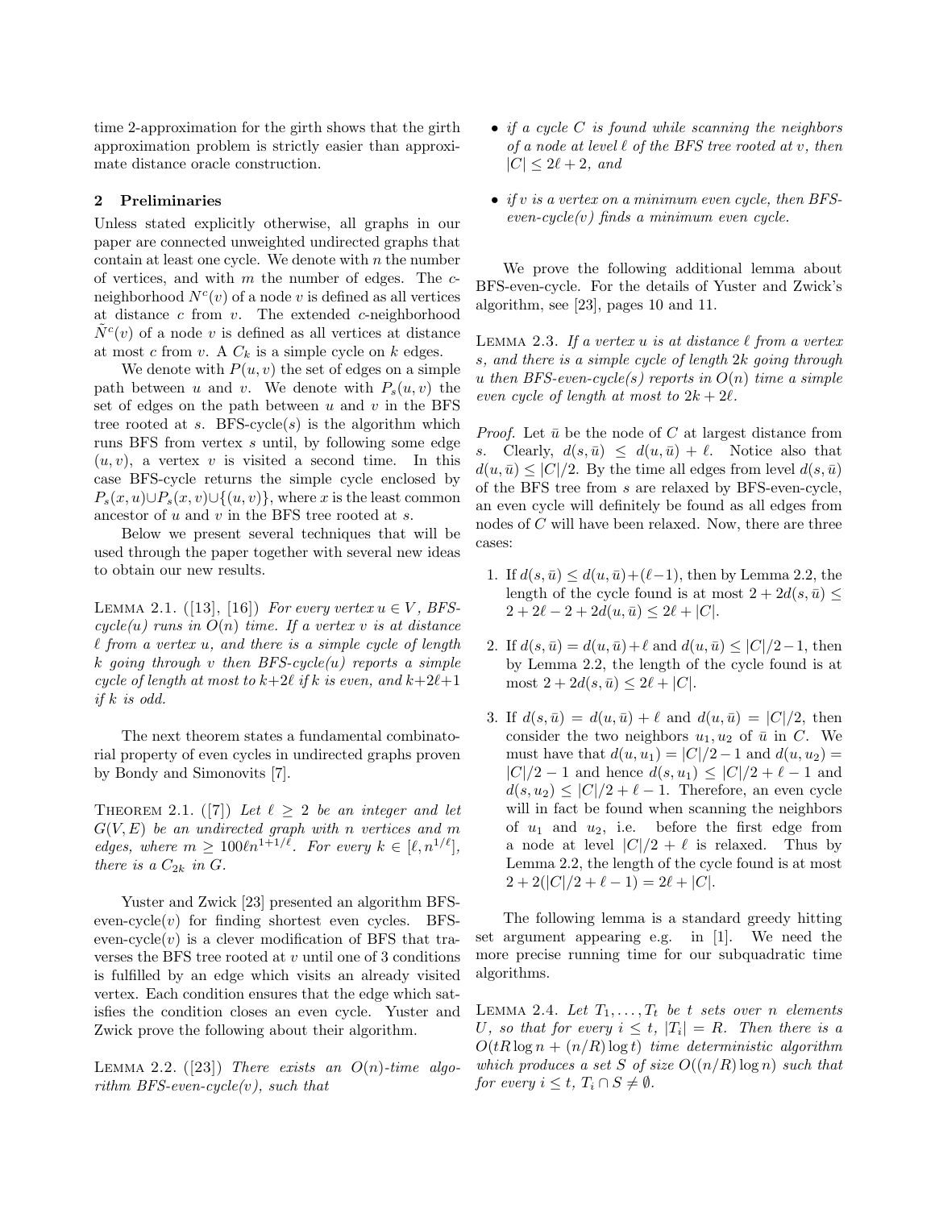time 2-approximation for the girth shows that the girth approximation problem is strictly easier than approximate distance oracle construction.

## 2 Preliminaries

Unless stated explicitly otherwise, all graphs in our paper are connected unweighted undirected graphs that contain at least one cycle. We denote with $n$ the number of vertices, and with $m$ the number of edges. The $c$-neighborhood $N^c(v)$ of a node $v$ is defined as all vertices at distance $c$ from $v$. The extended $c$-neighborhood $\tilde{N}^c(v)$ of a node $v$ is defined as all vertices at distance at most $c$ from $v$. A $C_k$ is a simple cycle on $k$ edges.

We denote with $P(u,v)$ the set of edges on a simple path between $u$ and $v$. We denote with $P_s(u,v)$ the set of edges on the path between $u$ and $v$ in the BFS tree rooted at $s$. BFS-cycle($s$) is the algorithm which runs BFS from vertex $s$ until, by following some edge $(u,v)$, a vertex $v$ is visited a second time. In this case BFS-cycle returns the simple cycle enclosed by $P_s(x,u) \cup P_s(x,v) \cup \{(u,v)\}$, where $x$ is the least common ancestor of $u$ and $v$ in the BFS tree rooted at $s$.

Below we present several techniques that will be used through the paper together with several new ideas to obtain our new results.

Lemma 2.1. ([13], [16]) *For every vertex $u \in V$, BFS-cycle($u$) runs in $O(n)$ time. If a vertex $v$ is at distance $\ell$ from a vertex $u$, and there is a simple cycle of length $k$ going through $v$ then BFS-cycle($u$) reports a simple cycle of length at most to $k+2\ell$ if $k$ is even, and $k+2\ell+1$ if $k$ is odd.*

The next theorem states a fundamental combinatorial property of even cycles in undirected graphs proven by Bondy and Simonovits [7].

Theorem 2.1. ([7]) *Let $\ell \geq 2$ be an integer and let $G(V,E)$ be an undirected graph with $n$ vertices and $m$ edges, where $m \geq 100\ell n^{1+1/\ell}$. For every $k \in [\ell, n^{1/\ell}]$, there is a $C_{2k}$ in $G$.*

Yuster and Zwick [23] presented an algorithm BFS-even-cycle($v$) for finding shortest even cycles. BFS-even-cycle($v$) is a clever modification of BFS that traverses the BFS tree rooted at $v$ until one of 3 conditions is fulfilled by an edge which visits an already visited vertex. Each condition ensures that the edge which satisfies the condition closes an even cycle. Yuster and Zwick prove the following about their algorithm.

Lemma 2.2. ([23]) *There exists an $O(n)$-time algorithm BFS-even-cycle($v$), such that*

- *if a cycle $C$ is found while scanning the neighbors of a node at level $\ell$ of the BFS tree rooted at $v$, then $|C| \leq 2\ell+2$, and*
- *if $v$ is a vertex on a minimum even cycle, then BFS-even-cycle($v$) finds a minimum even cycle.*

We prove the following additional lemma about BFS-even-cycle. For the details of Yuster and Zwick's algorithm, see [23], pages 10 and 11.

Lemma 2.3. *If a vertex $u$ is at distance $\ell$ from a vertex $s$, and there is a simple cycle of length $2k$ going through $u$ then BFS-even-cycle($s$) reports in $O(n)$ time a simple even cycle of length at most to $2k+2\ell$.*

*Proof.* Let $\bar{u}$ be the node of $C$ at largest distance from $s$. Clearly, $d(s,\bar{u}) \leq d(u,\bar{u}) + \ell$. Notice also that $d(u,\bar{u}) \leq |C|/2$. By the time all edges from level $d(s,\bar{u})$ of the BFS tree from $s$ are relaxed by BFS-even-cycle, an even cycle will definitely be found as all edges from nodes of $C$ will have been relaxed. Now, there are three cases:

1. If $d(s,\bar{u}) \leq d(u,\bar{u})+(\ell-1)$, then by Lemma 2.2, the length of the cycle found is at most $2 + 2d(s,\bar{u}) \leq 2+2\ell-2+2d(u,\bar{u}) \leq 2\ell+|C|$.
2. If $d(s,\bar{u}) = d(u,\bar{u})+\ell$ and $d(u,\bar{u}) \leq |C|/2-1$, then by Lemma 2.2, the length of the cycle found is at most $2+2d(s,\bar{u}) \leq 2\ell+|C|$.
3. If $d(s,\bar{u}) = d(u,\bar{u}) + \ell$ and $d(u,\bar{u}) = |C|/2$, then consider the two neighbors $u_1, u_2$ of $\bar{u}$ in $C$. We must have that $d(u,u_1) = |C|/2-1$ and $d(u,u_2) = |C|/2-1$ and hence $d(s,u_1) \leq |C|/2+\ell-1$ and $d(s,u_2) \leq |C|/2+\ell-1$. Therefore, an even cycle will in fact be found when scanning the neighbors of $u_1$ and $u_2$, i.e. before the first edge from a node at level $|C|/2+\ell$ is relaxed. Thus by Lemma 2.2, the length of the cycle found is at most $2+2(|C|/2+\ell-1) = 2\ell+|C|$.

The following lemma is a standard greedy hitting set argument appearing e.g. in [1]. We need the more precise running time for our subquadratic time algorithms.

Lemma 2.4. *Let $T_1,\ldots,T_t$ be $t$ sets over $n$ elements $U$, so that for every $i \leq t$, $|T_i| = R$. Then there is a $O(tR\log n + (n/R)\log t)$ time deterministic algorithm which produces a set $S$ of size $O((n/R)\log n)$ such that for every $i \leq t$, $T_i \cap S \neq \emptyset$.*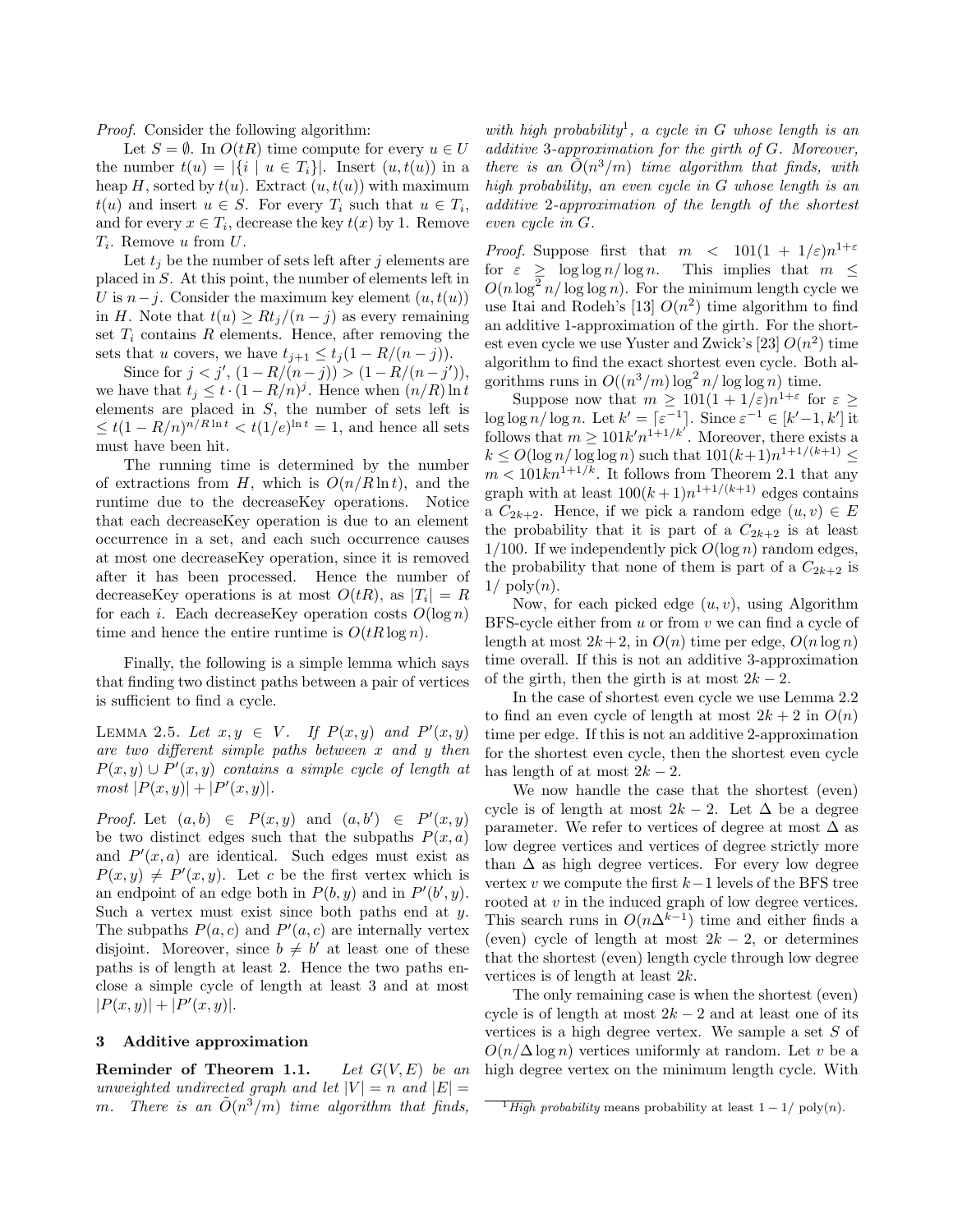*Proof.* Consider the following algorithm:

Let $S = \emptyset$. In $O(tR)$ time compute for every $u \in U$ the number $t(u) = |\{i \mid u \in T_i\}|$. Insert $(u, t(u))$ in a heap $H$, sorted by $t(u)$. Extract $(u, t(u))$ with maximum $t(u)$ and insert $u \in S$. For every $T_i$ such that $u \in T_i$, and for every $x \in T_i$, decrease the key $t(x)$ by 1. Remove $T_i$. Remove $u$ from $U$.

Let $t_j$ be the number of sets left after $j$ elements are placed in $S$. At this point, the number of elements left in $U$ is $n - j$. Consider the maximum key element $(u, t(u))$ in $H$. Note that $t(u) \geq Rt_j/(n-j)$ as every remaining set $T_i$ contains $R$ elements. Hence, after removing the sets that $u$ covers, we have $t_{j+1} \leq t_j(1 - R/(n-j))$.

Since for $j < j'$, $(1 - R/(n-j)) > (1 - R/(n-j'))$, we have that $t_j \leq t \cdot (1 - R/n)^j$. Hence when $(n/R)\ln t$ elements are placed in $S$, the number of sets left is $\leq t(1 - R/n)^{n/R \ln t} < t(1/e)^{\ln t} = 1$, and hence all sets must have been hit.

The running time is determined by the number of extractions from $H$, which is $O(n/R \ln t)$, and the runtime due to the decreaseKey operations. Notice that each decreaseKey operation is due to an element occurrence in a set, and each such occurrence causes at most one decreaseKey operation, since it is removed after it has been processed. Hence the number of decreaseKey operations is at most $O(tR)$, as $|T_i| = R$ for each $i$. Each decreaseKey operation costs $O(\log n)$ time and hence the entire runtime is $O(tR \log n)$.

Finally, the following is a simple lemma which says that finding two distinct paths between a pair of vertices is sufficient to find a cycle.

Lemma 2.5. *Let $x, y \in V$. If $P(x, y)$ and $P'(x, y)$ are two different simple paths between $x$ and $y$ then $P(x, y) \cup P'(x, y)$ contains a simple cycle of length at most $|P(x, y)| + |P'(x, y)|$.*

*Proof.* Let $(a, b) \in P(x, y)$ and $(a, b') \in P'(x, y)$ be two distinct edges such that the subpaths $P(x, a)$ and $P'(x, a)$ are identical. Such edges must exist as $P(x, y) \neq P'(x, y)$. Let $c$ be the first vertex which is an endpoint of an edge both in $P(b, y)$ and in $P'(b', y)$. Such a vertex must exist since both paths end at $y$. The subpaths $P(a, c)$ and $P'(a, c)$ are internally vertex disjoint. Moreover, since $b \neq b'$ at least one of these paths is of length at least 2. Hence the two paths enclose a simple cycle of length at least 3 and at most $|P(x, y)| + |P'(x, y)|$.

## 3 Additive approximation

**Reminder of Theorem 1.1.** *Let $G(V, E)$ be an unweighted undirected graph and let $|V| = n$ and $|E| = m$. There is an $\tilde{O}(n^3/m)$ time algorithm that finds, with high probability*[1]*, a cycle in $G$ whose length is an additive 3-approximation for the girth of $G$. Moreover, there is an $\tilde{O}(n^3/m)$ time algorithm that finds, with high probability, an even cycle in $G$ whose length is an additive 2-approximation of the length of the shortest even cycle in $G$.*

*Proof.* Suppose first that $m < 101(1 + 1/\varepsilon)n^{1+\varepsilon}$ for $\varepsilon \geq \log\log n/\log n$. This implies that $m \leq O(n \log^2 n/\log\log n)$. For the minimum length cycle we use Itai and Rodeh's [13] $O(n^2)$ time algorithm to find an additive 1-approximation of the girth. For the shortest even cycle we use Yuster and Zwick's [23] $O(n^2)$ time algorithm to find the exact shortest even cycle. Both algorithms runs in $O((n^3/m)\log^2 n/\log\log n)$ time.

Suppose now that $m \geq 101(1 + 1/\varepsilon)n^{1+\varepsilon}$ for $\varepsilon \geq \log\log n/\log n$. Let $k' = \lceil \varepsilon^{-1} \rceil$. Since $\varepsilon^{-1} \in [k'-1, k']$ it follows that $m \geq 101k'n^{1+1/k'}$. Moreover, there exists a $k \leq O(\log n/\log\log n)$ such that $101(k+1)n^{1+1/(k+1)} \leq m < 101kn^{1+1/k}$. It follows from Theorem 2.1 that any graph with at least $100(k+1)n^{1+1/(k+1)}$ edges contains a $C_{2k+2}$. Hence, if we pick a random edge $(u, v) \in E$ the probability that it is part of a $C_{2k+2}$ is at least $1/100$. If we independently pick $O(\log n)$ random edges, the probability that none of them is part of a $C_{2k+2}$ is $1/\operatorname{poly}(n)$.

Now, for each picked edge $(u, v)$, using Algorithm BFS-cycle either from $u$ or from $v$ we can find a cycle of length at most $2k+2$, in $O(n)$ time per edge, $O(n \log n)$ time overall. If this is not an additive 3-approximation of the girth, then the girth is at most $2k - 2$.

In the case of shortest even cycle we use Lemma 2.2 to find an even cycle of length at most $2k + 2$ in $O(n)$ time per edge. If this is not an additive 2-approximation for the shortest even cycle, then the shortest even cycle has length of at most $2k - 2$.

We now handle the case that the shortest (even) cycle is of length at most $2k - 2$. Let $\Delta$ be a degree parameter. We refer to vertices of degree at most $\Delta$ as low degree vertices and vertices of degree strictly more than $\Delta$ as high degree vertices. For every low degree vertex $v$ we compute the first $k-1$ levels of the BFS tree rooted at $v$ in the induced graph of low degree vertices. This search runs in $O(n\Delta^{k-1})$ time and either finds a (even) cycle of length at most $2k - 2$, or determines that the shortest (even) length cycle through low degree vertices is of length at least $2k$.

The only remaining case is when the shortest (even) cycle is of length at most $2k - 2$ and at least one of its vertices is a high degree vertex. We sample a set $S$ of $O(n/\Delta \log n)$ vertices uniformly at random. Let $v$ be a high degree vertex on the minimum length cycle. With

[1] *High probability* means probability at least $1 - 1/\operatorname{poly}(n)$.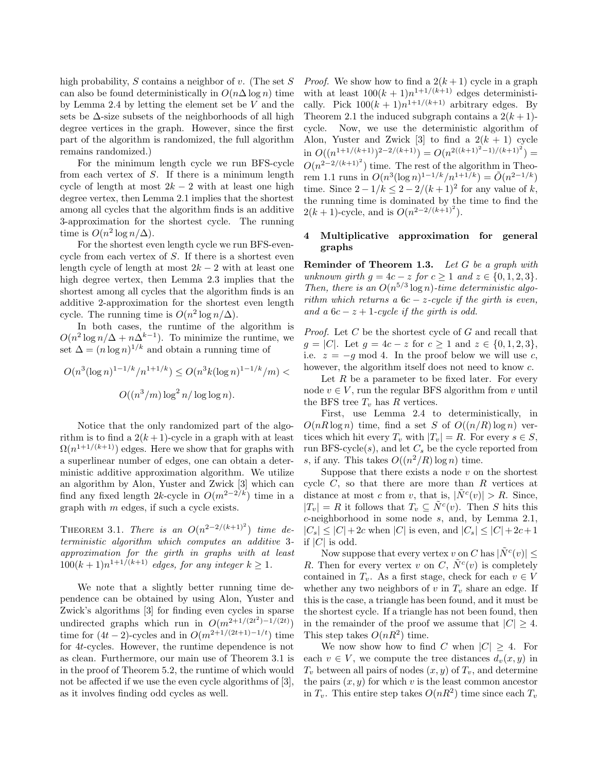high probability, $S$ contains a neighbor of $v$. (The set $S$ can also be found deterministically in $O(n\Delta \log n)$ time by Lemma 2.4 by letting the element set be $V$ and the sets be $\Delta$-size subsets of the neighborhoods of all high degree vertices in the graph. However, since the first part of the algorithm is randomized, the full algorithm remains randomized.)

For the minimum length cycle we run BFS-cycle from each vertex of $S$. If there is a minimum length cycle of length at most $2k-2$ with at least one high degree vertex, then Lemma 2.1 implies that the shortest among all cycles that the algorithm finds is an additive 3-approximation for the shortest cycle. The running time is $O(n^2 \log n/\Delta)$.

For the shortest even length cycle we run BFS-even-cycle from each vertex of $S$. If there is a shortest even length cycle of length at most $2k-2$ with at least one high degree vertex, then Lemma 2.3 implies that the shortest among all cycles that the algorithm finds is an additive 2-approximation for the shortest even length cycle. The running time is $O(n^2 \log n/\Delta)$.

In both cases, the runtime of the algorithm is $O(n^2 \log n/\Delta + n\Delta^{k-1})$. To minimize the runtime, we set $\Delta = (n \log n)^{1/k}$ and obtain a running time of

$$O(n^3(\log n)^{1-1/k}/n^{1+1/k}) \le O(n^3 k(\log n)^{1-1/k}/m) <$$
$$O((n^3/m)\log^2 n/\log\log n).$$

Notice that the only randomized part of the algorithm is to find a $2(k+1)$-cycle in a graph with at least $\Omega(n^{1+1/(k+1)})$ edges. Here we show that for graphs with a superlinear number of edges, one can obtain a deterministic additive approximation algorithm. We utilize an algorithm by Alon, Yuster and Zwick [3] which can find any fixed length $2k$-cycle in $O(m^{2-2/k})$ time in a graph with $m$ edges, if such a cycle exists.

Theorem 3.1. *There is an $O(n^{2-2/(k+1)^2})$ time deterministic algorithm which computes an additive 3-approximation for the girth in graphs with at least $100(k+1)n^{1+1/(k+1)}$ edges, for any integer $k \ge 1$.*

We note that a slightly better running time dependence can be obtained by using Alon, Yuster and Zwick's algorithms [3] for finding even cycles in sparse undirected graphs which run in $O(m^{2+1/(2t^2)-1/(2t)})$ time for $(4t-2)$-cycles and in $O(m^{2+1/(2t+1)-1/t})$ time for $4t$-cycles. However, the runtime dependence is not as clean. Furthermore, our main use of Theorem 3.1 is in the proof of Theorem 5.2, the runtime of which would not be affected if we use the even cycle algorithms of [3], as it involves finding odd cycles as well.

*Proof.* We show how to find a $2(k+1)$ cycle in a graph with at least $100(k+1)n^{1+1/(k+1)}$ edges deterministically. Pick $100(k+1)n^{1+1/(k+1)}$ arbitrary edges. By Theorem 2.1 the induced subgraph contains a $2(k+1)$-cycle. Now, we use the deterministic algorithm of Alon, Yuster and Zwick [3] to find a $2(k+1)$ cycle in $O((n^{1+1/(k+1)})^{2-2/(k+1)}) = O(n^{2((k+1)^2-1)/(k+1)^2}) = O(n^{2-2/(k+1)^2})$ time. The rest of the algorithm in Theorem 1.1 runs in $O(n^3(\log n)^{1-1/k}/n^{1+1/k}) = \tilde{O}(n^{2-1/k})$ time. Since $2-1/k \le 2-2/(k+1)^2$ for any value of $k$, the running time is dominated by the time to find the $2(k+1)$-cycle, and is $O(n^{2-2/(k+1)^2})$.

## 4 Multiplicative approximation for general graphs

**Reminder of Theorem 1.3.** *Let $G$ be a graph with unknown girth $g = 4c - z$ for $c \ge 1$ and $z \in \{0,1,2,3\}$. Then, there is an $O(n^{5/3}\log n)$-time deterministic algorithm which returns a $6c-z$-cycle if the girth is even, and a $6c-z+1$-cycle if the girth is odd.*

*Proof.* Let $C$ be the shortest cycle of $G$ and recall that $g = |C|$. Let $g = 4c - z$ for $c \ge 1$ and $z \in \{0,1,2,3\}$, i.e. $z = -g \bmod 4$. In the proof below we will use $c$, however, the algorithm itself does not need to know $c$.

Let $R$ be a parameter to be fixed later. For every node $v \in V$, run the regular BFS algorithm from $v$ until the BFS tree $T_v$ has $R$ vertices.

First, use Lemma 2.4 to deterministically, in $O(nR\log n)$ time, find a set $S$ of $O((n/R)\log n)$ vertices which hit every $T_v$ with $|T_v| = R$. For every $s \in S$, run BFS-cycle($s$), and let $C_s$ be the cycle reported from $s$, if any. This takes $O((n^2/R)\log n)$ time.

Suppose that there exists a node $v$ on the shortest cycle $C$, so that there are more than $R$ vertices at distance at most $c$ from $v$, that is, $|\tilde{N}^c(v)| > R$. Since, $|T_v| = R$ it follows that $T_v \subseteq \tilde{N}^c(v)$. Then $S$ hits this $c$-neighborhood in some node $s$, and, by Lemma 2.1, $|C_s| \le |C| + 2c$ when $|C|$ is even, and $|C_s| \le |C| + 2c + 1$ if $|C|$ is odd.

Now suppose that every vertex $v$ on $C$ has $|\tilde{N}^c(v)| \le R$. Then for every vertex $v$ on $C$, $\tilde{N}^c(v)$ is completely contained in $T_v$. As a first stage, check for each $v \in V$ whether any two neighbors of $v$ in $T_v$ share an edge. If this is the case, a triangle has been found, and it must be the shortest cycle. If a triangle has not been found, then in the remainder of the proof we assume that $|C| \ge 4$. This step takes $O(nR^2)$ time.

We now show how to find $C$ when $|C| \ge 4$. For each $v \in V$, we compute the tree distances $d_v(x,y)$ in $T_v$ between all pairs of nodes $(x,y)$ of $T_v$, and determine the pairs $(x,y)$ for which $v$ is the least common ancestor in $T_v$. This entire step takes $O(nR^2)$ time since each $T_v$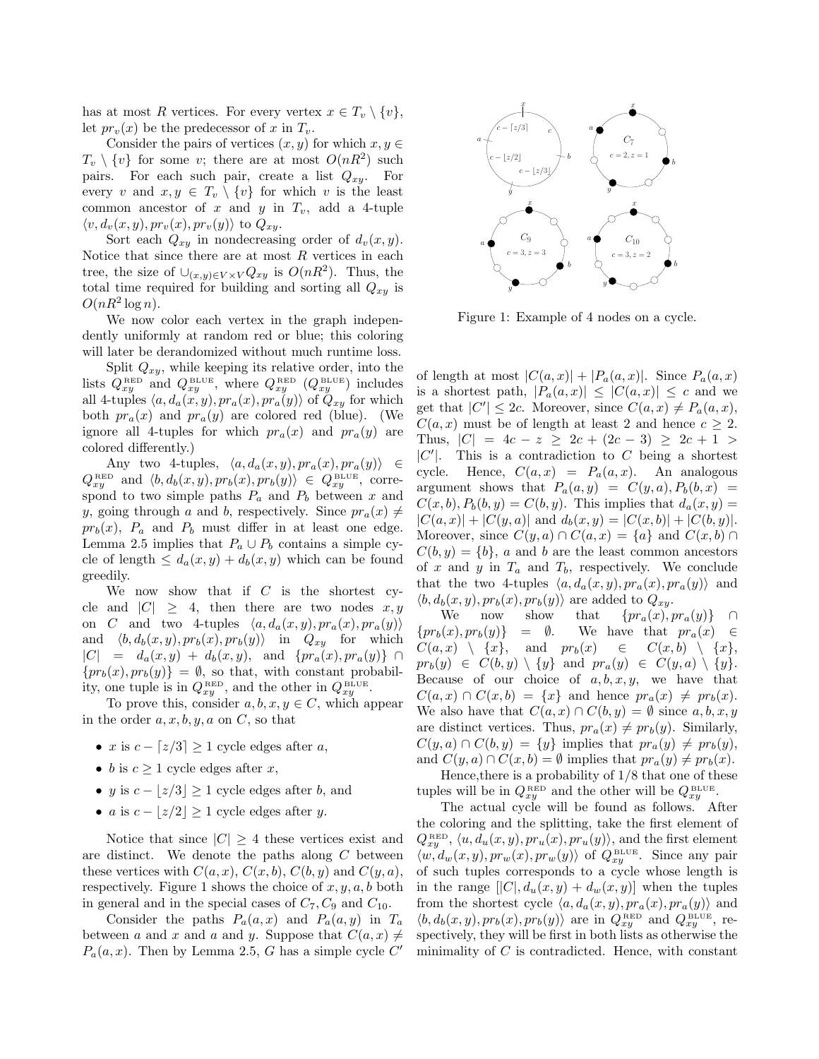has at most $R$ vertices. For every vertex $x \in T_v \setminus \{v\}$, let $pr_v(x)$ be the predecessor of $x$ in $T_v$.

Consider the pairs of vertices $(x, y)$ for which $x, y \in T_v \setminus \{v\}$ for some $v$; there are at most $O(nR^2)$ such pairs. For each such pair, create a list $Q_{xy}$. For every $v$ and $x, y \in T_v \setminus \{v\}$ for which $v$ is the least common ancestor of $x$ and $y$ in $T_v$, add a 4-tuple $\langle v, d_v(x, y), pr_v(x), pr_v(y)\rangle$ to $Q_{xy}$.

Sort each $Q_{xy}$ in nondecreasing order of $d_v(x, y)$. Notice that since there are at most $R$ vertices in each tree, the size of $\cup_{(x,y)\in V\times V} Q_{xy}$ is $O(nR^2)$. Thus, the total time required for building and sorting all $Q_{xy}$ is $O(nR^2 \log n)$.

We now color each vertex in the graph independently uniformly at random red or blue; this coloring will later be derandomized without much runtime loss.

Split $Q_{xy}$, while keeping its relative order, into the lists $Q_{xy}^{\text{RED}}$ and $Q_{xy}^{\text{BLUE}}$, where $Q_{xy}^{\text{RED}}$ ($Q_{xy}^{\text{BLUE}}$) includes all 4-tuples $\langle a, d_a(x, y), pr_a(x), pr_a(y)\rangle$ of $Q_{xy}$ for which both $pr_a(x)$ and $pr_a(y)$ are colored red (blue). (We ignore all 4-tuples for which $pr_a(x)$ and $pr_a(y)$ are colored differently.)

Any two 4-tuples, $\langle a, d_a(x, y), pr_a(x), pr_a(y)\rangle \in Q_{xy}^{\text{RED}}$ and $\langle b, d_b(x, y), pr_b(x), pr_b(y)\rangle \in Q_{xy}^{\text{BLUE}}$, correspond to two simple paths $P_a$ and $P_b$ between $x$ and $y$, going through $a$ and $b$, respectively. Since $pr_a(x) \neq pr_b(x)$, $P_a$ and $P_b$ must differ in at least one edge. Lemma 2.5 implies that $P_a \cup P_b$ contains a simple cycle of length $\leq d_a(x, y) + d_b(x, y)$ which can be found greedily.

We now show that if $C$ is the shortest cycle and $|C| \geq 4$, then there are two nodes $x, y$ on $C$ and two 4-tuples $\langle a, d_a(x, y), pr_a(x), pr_a(y)\rangle$ and $\langle b, d_b(x, y), pr_b(x), pr_b(y)\rangle$ in $Q_{xy}$ for which $|C| = d_a(x, y) + d_b(x, y)$, and $\{pr_a(x), pr_a(y)\} \cap \{pr_b(x), pr_b(y)\} = \emptyset$, so that, with constant probability, one tuple is in $Q_{xy}^{\text{RED}}$, and the other in $Q_{xy}^{\text{BLUE}}$.

To prove this, consider $a, b, x, y \in C$, which appear in the order $a, x, b, y, a$ on $C$, so that

- $x$ is $c - \lceil z/3\rceil \geq 1$ cycle edges after $a$,
- $b$ is $c \geq 1$ cycle edges after $x$,
- $y$ is $c - \lfloor z/3\rfloor \geq 1$ cycle edges after $b$, and
- $a$ is $c - \lfloor z/2\rfloor \geq 1$ cycle edges after $y$.

Notice that since $|C| \geq 4$ these vertices exist and are distinct. We denote the paths along $C$ between these vertices with $C(a, x)$, $C(x, b)$, $C(b, y)$ and $C(y, a)$, respectively. Figure 1 shows the choice of $x, y, a, b$ both in general and in the special cases of $C_7, C_9$ and $C_{10}$.

Consider the paths $P_a(a, x)$ and $P_a(a, y)$ in $T_a$ between $a$ and $x$ and $a$ and $y$. Suppose that $C(a, x) \neq P_a(a, x)$. Then by Lemma 2.5, $G$ has a simple cycle $C'$

Figure 1: Example of 4 nodes on a cycle.

of length at most $|C(a, x)| + |P_a(a, x)|$. Since $P_a(a, x)$ is a shortest path, $|P_a(a, x)| \leq |C(a, x)| \leq c$ and we get that $|C'| \leq 2c$. Moreover, since $C(a, x) \neq P_a(a, x)$, $C(a, x)$ must be of length at least 2 and hence $c \geq 2$. Thus, $|C| = 4c - z \geq 2c + (2c - 3) \geq 2c + 1 > |C'|$. This is a contradiction to $C$ being a shortest cycle. Hence, $C(a, x) = P_a(a, x)$. An analogous argument shows that $P_a(a, y) = C(y, a), P_b(b, x) = C(x, b), P_b(b, y) = C(b, y)$. This implies that $d_a(x, y) = |C(a, x)| + |C(y, a)|$ and $d_b(x, y) = |C(x, b)| + |C(b, y)|$. Moreover, since $C(y, a) \cap C(a, x) = \{a\}$ and $C(x, b) \cap C(b, y) = \{b\}$, $a$ and $b$ are the least common ancestors of $x$ and $y$ in $T_a$ and $T_b$, respectively. We conclude that the two 4-tuples $\langle a, d_a(x, y), pr_a(x), pr_a(y)\rangle$ and $\langle b, d_b(x, y), pr_b(x), pr_b(y)\rangle$ are added to $Q_{xy}$.

We now show that $\{pr_a(x), pr_a(y)\} \cap \{pr_b(x), pr_b(y)\} = \emptyset$. We have that $pr_a(x) \in C(a, x) \setminus \{x\}$, and $pr_b(x) \in C(x, b) \setminus \{x\}$, $pr_b(y) \in C(b, y) \setminus \{y\}$ and $pr_a(y) \in C(y, a) \setminus \{y\}$. Because of our choice of $a, b, x, y$, we have that $C(a, x) \cap C(x, b) = \{x\}$ and hence $pr_a(x) \neq pr_b(x)$. We also have that $C(a, x) \cap C(b, y) = \emptyset$ since $a, b, x, y$ are distinct vertices. Thus, $pr_a(x) \neq pr_b(y)$. Similarly, $C(y, a) \cap C(b, y) = \{y\}$ implies that $pr_a(y) \neq pr_b(y)$, and $C(y, a) \cap C(x, b) = \emptyset$ implies that $pr_a(y) \neq pr_b(x)$.

Hence,there is a probability of $1/8$ that one of these tuples will be in $Q_{xy}^{\text{RED}}$ and the other will be $Q_{xy}^{\text{BLUE}}$.

The actual cycle will be found as follows. After the coloring and the splitting, take the first element of $Q_{xy}^{\text{RED}}$, $\langle u, d_u(x, y), pr_u(x), pr_u(y)\rangle$, and the first element $\langle w, d_w(x, y), pr_w(x), pr_w(y)\rangle$ of $Q_{xy}^{\text{BLUE}}$. Since any pair of such tuples corresponds to a cycle whose length is in the range $[|C|, d_u(x, y) + d_w(x, y)]$ when the tuples from the shortest cycle $\langle a, d_a(x, y), pr_a(x), pr_a(y)\rangle$ and $\langle b, d_b(x, y), pr_b(x), pr_b(y)\rangle$ are in $Q_{xy}^{\text{RED}}$ and $Q_{xy}^{\text{BLUE}}$, respectively, they will be first in both lists as otherwise the minimality of $C$ is contradicted. Hence, with constant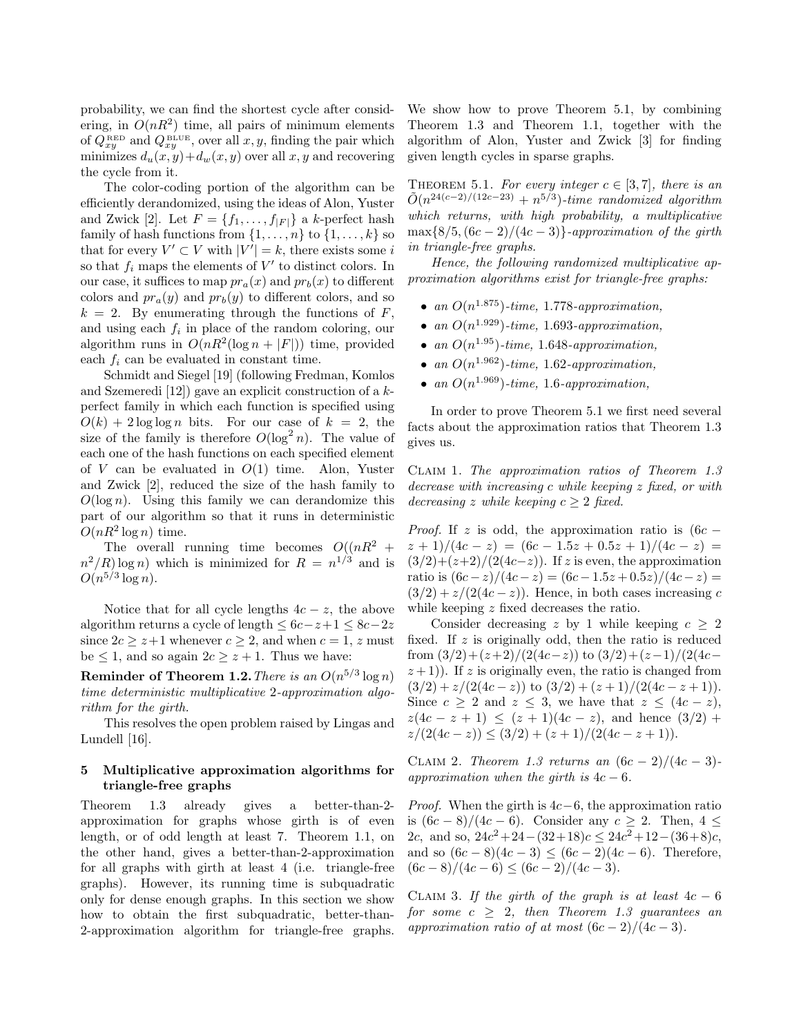probability, we can find the shortest cycle after considering, in $O(nR^2)$ time, all pairs of minimum elements of $Q^{\text{RED}}_{xy}$ and $Q^{\text{BLUE}}_{xy}$, over all $x, y$, finding the pair which minimizes $d_u(x, y) + d_w(x, y)$ over all $x, y$ and recovering the cycle from it.

The color-coding portion of the algorithm can be efficiently derandomized, using the ideas of Alon, Yuster and Zwick [2]. Let $F = \{f_1, \ldots, f_{|F|}\}$ a $k$-perfect hash family of hash functions from $\{1, \ldots, n\}$ to $\{1, \ldots, k\}$ so that for every $V' \subset V$ with $|V'| = k$, there exists some $i$ so that $f_i$ maps the elements of $V'$ to distinct colors. In our case, it suffices to map $pr_a(x)$ and $pr_b(x)$ to different colors and $pr_a(y)$ and $pr_b(y)$ to different colors, and so $k = 2$. By enumerating through the functions of $F$, and using each $f_i$ in place of the random coloring, our algorithm runs in $O(nR^2(\log n + |F|))$ time, provided each $f_i$ can be evaluated in constant time.

Schmidt and Siegel [19] (following Fredman, Komlos and Szemeredi [12]) gave an explicit construction of a $k$-perfect family in which each function is specified using $O(k) + 2 \log \log n$ bits. For our case of $k = 2$, the size of the family is therefore $O(\log^2 n)$. The value of each one of the hash functions on each specified element of $V$ can be evaluated in $O(1)$ time. Alon, Yuster and Zwick [2], reduced the size of the hash family to $O(\log n)$. Using this family we can derandomize this part of our algorithm so that it runs in deterministic $O(nR^2 \log n)$ time.

The overall running time becomes $O((nR^2 + n^2/R) \log n)$ which is minimized for $R = n^{1/3}$ and is $O(n^{5/3} \log n)$.

Notice that for all cycle lengths $4c - z$, the above algorithm returns a cycle of length $\leq 6c - z + 1 \leq 8c - 2z$ since $2c \geq z + 1$ whenever $c \geq 2$, and when $c = 1$, $z$ must be $\leq 1$, and so again $2c \geq z + 1$. Thus we have:

**Reminder of Theorem 1.2.** *There is an $O(n^{5/3} \log n)$ time deterministic multiplicative 2-approximation algorithm for the girth.*

This resolves the open problem raised by Lingas and Lundell [16].

## 5 Multiplicative approximation algorithms for triangle-free graphs

Theorem 1.3 already gives a better-than-2-approximation for graphs whose girth is of even length, or of odd length at least 7. Theorem 1.1, on the other hand, gives a better-than-2-approximation for all graphs with girth at least 4 (i.e. triangle-free graphs). However, its running time is subquadratic only for dense enough graphs. In this section we show how to obtain the first subquadratic, better-than-2-approximation algorithm for triangle-free graphs. We show how to prove Theorem 5.1, by combining Theorem 1.3 and Theorem 1.1, together with the algorithm of Alon, Yuster and Zwick [3] for finding given length cycles in sparse graphs.

Theorem 5.1. *For every integer $c \in [3, 7]$, there is an $\tilde{O}(n^{24(c-2)/(12c-23)} + n^{5/3})$-time randomized algorithm which returns, with high probability, a multiplicative $\max\{8/5, (6c - 2)/(4c - 3)\}$-approximation of the girth in triangle-free graphs.*

*Hence, the following randomized multiplicative approximation algorithms exist for triangle-free graphs:*

- *an $O(n^{1.875})$-time, 1.778-approximation,*
- *an $O(n^{1.929})$-time, 1.693-approximation,*
- *an $O(n^{1.95})$-time, 1.648-approximation,*
- *an $O(n^{1.962})$-time, 1.62-approximation,*
- *an $O(n^{1.969})$-time, 1.6-approximation,*

In order to prove Theorem 5.1 we first need several facts about the approximation ratios that Theorem 1.3 gives us.

Claim 1. *The approximation ratios of Theorem 1.3 decrease with increasing $c$ while keeping $z$ fixed, or with decreasing $z$ while keeping $c \geq 2$ fixed.*

*Proof.* If $z$ is odd, the approximation ratio is $(6c - z + 1)/(4c - z) = (6c - 1.5z + 0.5z + 1)/(4c - z) = (3/2) + (z+2)/(2(4c - z))$. If $z$ is even, the approximation ratio is $(6c - z)/(4c - z) = (6c - 1.5z + 0.5z)/(4c - z) = (3/2) + z/(2(4c - z))$. Hence, in both cases increasing $c$ while keeping $z$ fixed decreases the ratio.

Consider decreasing $z$ by 1 while keeping $c \geq 2$ fixed. If $z$ is originally odd, then the ratio is reduced from $(3/2) + (z+2)/(2(4c - z))$ to $(3/2) + (z - 1)/(2(4c - z + 1))$. If $z$ is originally even, the ratio is changed from $(3/2) + z/(2(4c - z))$ to $(3/2) + (z + 1)/(2(4c - z + 1))$. Since $c \geq 2$ and $z \leq 3$, we have that $z \leq (4c - z)$, $z(4c - z + 1) \leq (z + 1)(4c - z)$, and hence $(3/2) + z/(2(4c - z)) \leq (3/2) + (z + 1)/(2(4c - z + 1))$.

Claim 2. *Theorem 1.3 returns an $(6c - 2)/(4c - 3)$-approximation when the girth is $4c - 6$.*

*Proof.* When the girth is $4c - 6$, the approximation ratio is $(6c - 8)/(4c - 6)$. Consider any $c \geq 2$. Then, $4 \leq 2c$, and so, $24c^2 + 24 - (32 + 18)c \leq 24c^2 + 12 - (36 + 8)c$, and so $(6c - 8)(4c - 3) \leq (6c - 2)(4c - 6)$. Therefore, $(6c - 8)/(4c - 6) \leq (6c - 2)/(4c - 3)$.

Claim 3. *If the girth of the graph is at least $4c - 6$ for some $c \geq 2$, then Theorem 1.3 guarantees an approximation ratio of at most $(6c - 2)/(4c - 3)$.*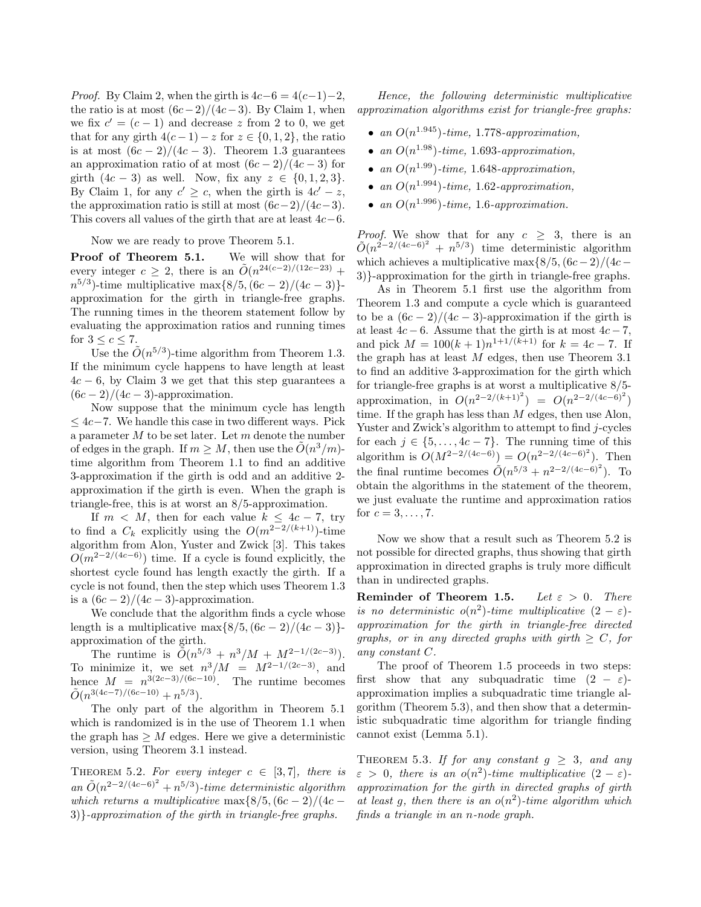*Proof.* By Claim 2, when the girth is $4c-6 = 4(c-1)-2$, the ratio is at most $(6c-2)/(4c-3)$. By Claim 1, when we fix $c' = (c-1)$ and decrease $z$ from 2 to 0, we get that for any girth $4(c-1)-z$ for $z \in \{0,1,2\}$, the ratio is at most $(6c-2)/(4c-3)$. Theorem 1.3 guarantees an approximation ratio of at most $(6c-2)/(4c-3)$ for girth $(4c-3)$ as well. Now, fix any $z \in \{0,1,2,3\}$. By Claim 1, for any $c' \geq c$, when the girth is $4c'-z$, the approximation ratio is still at most $(6c-2)/(4c-3)$. This covers all values of the girth that are at least $4c-6$.

Now we are ready to prove Theorem 5.1.

**Proof of Theorem 5.1.** We will show that for every integer $c \geq 2$, there is an $\tilde{O}(n^{24(c-2)/(12c-23)} + n^{5/3})$-time multiplicative $\max\{8/5, (6c-2)/(4c-3)\}$-approximation for the girth in triangle-free graphs. The running times in the theorem statement follow by evaluating the approximation ratios and running times for $3 \leq c \leq 7$.

Use the $\tilde{O}(n^{5/3})$-time algorithm from Theorem 1.3. If the minimum cycle happens to have length at least $4c-6$, by Claim 3 we get that this step guarantees a $(6c-2)/(4c-3)$-approximation.

Now suppose that the minimum cycle has length $\leq 4c-7$. We handle this case in two different ways. Pick a parameter $M$ to be set later. Let $m$ denote the number of edges in the graph. If $m \geq M$, then use the $\tilde{O}(n^3/m)$-time algorithm from Theorem 1.1 to find an additive 3-approximation if the girth is odd and an additive 2-approximation if the girth is even. When the graph is triangle-free, this is at worst an 8/5-approximation.

If $m < M$, then for each value $k \leq 4c-7$, try to find a $C_k$ explicitly using the $O(m^{2-2/(k+1)})$-time algorithm from Alon, Yuster and Zwick [3]. This takes $O(m^{2-2/(4c-6)})$ time. If a cycle is found explicitly, the shortest cycle found has length exactly the girth. If a cycle is not found, then the step which uses Theorem 1.3 is a $(6c-2)/(4c-3)$-approximation.

We conclude that the algorithm finds a cycle whose length is a multiplicative $\max\{8/5, (6c-2)/(4c-3)\}$-approximation of the girth.

The runtime is $\tilde{O}(n^{5/3} + n^3/M + M^{2-1/(2c-3)})$. To minimize it, we set $n^3/M = M^{2-1/(2c-3)}$, and hence $M = n^{3(2c-3)/(6c-10)}$. The runtime becomes $\tilde{O}(n^{3(4c-7)/(6c-10)} + n^{5/3})$.

The only part of the algorithm in Theorem 5.1 which is randomized is in the use of Theorem 1.1 when the graph has $\geq M$ edges. Here we give a deterministic version, using Theorem 3.1 instead.

THEOREM 5.2. *For every integer $c \in [3,7]$, there is an $\tilde{O}(n^{2-2/(4c-6)^2} + n^{5/3})$-time deterministic algorithm which returns a multiplicative $\max\{8/5, (6c-2)/(4c-3)\}$-approximation of the girth in triangle-free graphs.*

*Hence, the following deterministic multiplicative approximation algorithms exist for triangle-free graphs:*

- *an $O(n^{1.945})$-time, 1.778-approximation,*
- *an $O(n^{1.98})$-time, 1.693-approximation,*
- *an $O(n^{1.99})$-time, 1.648-approximation,*
- *an $O(n^{1.994})$-time, 1.62-approximation,*
- *an $O(n^{1.996})$-time, 1.6-approximation.*

*Proof.* We show that for any $c \geq 3$, there is an $\tilde{O}(n^{2-2/(4c-6)^2} + n^{5/3})$ time deterministic algorithm which achieves a multiplicative $\max\{8/5, (6c-2)/(4c-3)\}$-approximation for the girth in triangle-free graphs.

As in Theorem 5.1 first use the algorithm from Theorem 1.3 and compute a cycle which is guaranteed to be a $(6c-2)/(4c-3)$-approximation if the girth is at least $4c-6$. Assume that the girth is at most $4c-7$, and pick $M = 100(k+1)n^{1+1/(k+1)}$ for $k = 4c-7$. If the graph has at least $M$ edges, then use Theorem 3.1 to find an additive 3-approximation for the girth which for triangle-free graphs is at worst a multiplicative 8/5-approximation, in $O(n^{2-2/(k+1)^2}) = O(n^{2-2/(4c-6)^2})$ time. If the graph has less than $M$ edges, then use Alon, Yuster and Zwick's algorithm to attempt to find $j$-cycles for each $j \in \{5, \ldots, 4c-7\}$. The running time of this algorithm is $O(M^{2-2/(4c-6)}) = O(n^{2-2/(4c-6)^2})$. Then the final runtime becomes $\tilde{O}(n^{5/3} + n^{2-2/(4c-6)^2})$. To obtain the algorithms in the statement of the theorem, we just evaluate the runtime and approximation ratios for $c = 3, \ldots, 7$.

Now we show that a result such as Theorem 5.2 is not possible for directed graphs, thus showing that girth approximation in directed graphs is truly more difficult than in undirected graphs.

**Reminder of Theorem 1.5.** *Let $\varepsilon > 0$. There is no deterministic $o(n^2)$-time multiplicative $(2-\varepsilon)$-approximation for the girth in triangle-free directed graphs, or in any directed graphs with girth $\geq C$, for any constant $C$.*

The proof of Theorem 1.5 proceeds in two steps: first show that any subquadratic time $(2-\varepsilon)$-approximation implies a subquadratic time triangle algorithm (Theorem 5.3), and then show that a deterministic subquadratic time algorithm for triangle finding cannot exist (Lemma 5.1).

THEOREM 5.3. *If for any constant $g \geq 3$, and any $\varepsilon > 0$, there is an $o(n^2)$-time multiplicative $(2-\varepsilon)$-approximation for the girth in directed graphs of girth at least $g$, then there is an $o(n^2)$-time algorithm which finds a triangle in an $n$-node graph.*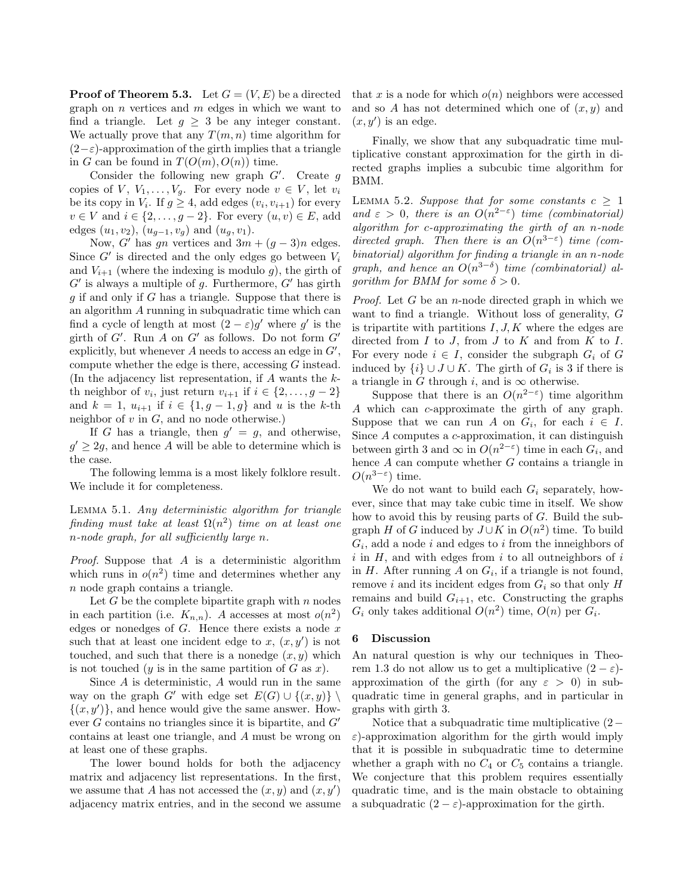**Proof of Theorem 5.3.** Let $G = (V, E)$ be a directed graph on $n$ vertices and $m$ edges in which we want to find a triangle. Let $g \geq 3$ be any integer constant. We actually prove that any $T(m, n)$ time algorithm for $(2-\varepsilon)$-approximation of the girth implies that a triangle in $G$ can be found in $T(O(m), O(n))$ time.

Consider the following new graph $G'$. Create $g$ copies of $V$, $V_1, \ldots, V_g$. For every node $v \in V$, let $v_i$ be its copy in $V_i$. If $g \geq 4$, add edges $(v_i, v_{i+1})$ for every $v \in V$ and $i \in \{2, \ldots, g-2\}$. For every $(u, v) \in E$, add edges $(u_1, v_2)$, $(u_{g-1}, v_g)$ and $(u_g, v_1)$.

Now, $G'$ has $gn$ vertices and $3m + (g-3)n$ edges. Since $G'$ is directed and the only edges go between $V_i$ and $V_{i+1}$ (where the indexing is modulo $g$), the girth of $G'$ is always a multiple of $g$. Furthermore, $G'$ has girth $g$ if and only if $G$ has a triangle. Suppose that there is an algorithm $A$ running in subquadratic time which can find a cycle of length at most $(2-\varepsilon)g'$ where $g'$ is the girth of $G'$. Run $A$ on $G'$ as follows. Do not form $G'$ explicitly, but whenever $A$ needs to access an edge in $G'$, compute whether the edge is there, accessing $G$ instead. (In the adjacency list representation, if $A$ wants the $k$-th neighbor of $v_i$, just return $v_{i+1}$ if $i \in \{2, \ldots, g-2\}$ and $k = 1$, $u_{i+1}$ if $i \in \{1, g-1, g\}$ and $u$ is the $k$-th neighbor of $v$ in $G$, and no node otherwise.)

If $G$ has a triangle, then $g' = g$, and otherwise, $g' \geq 2g$, and hence $A$ will be able to determine which is the case.

The following lemma is a most likely folklore result. We include it for completeness.

LEMMA 5.1. *Any deterministic algorithm for triangle finding must take at least $\Omega(n^2)$ time on at least one $n$-node graph, for all sufficiently large $n$.*

*Proof.* Suppose that $A$ is a deterministic algorithm which runs in $o(n^2)$ time and determines whether any $n$ node graph contains a triangle.

Let $G$ be the complete bipartite graph with $n$ nodes in each partition (i.e. $K_{n,n}$). $A$ accesses at most $o(n^2)$ edges or nonedges of $G$. Hence there exists a node $x$ such that at least one incident edge to $x$, $(x, y')$ is not touched, and such that there is a nonedge $(x, y)$ which is not touched ($y$ is in the same partition of $G$ as $x$).

Since $A$ is deterministic, $A$ would run in the same way on the graph $G'$ with edge set $E(G) \cup \{(x, y)\} \setminus \{(x, y')\}$, and hence would give the same answer. However $G$ contains no triangles since it is bipartite, and $G'$ contains at least one triangle, and $A$ must be wrong on at least one of these graphs.

The lower bound holds for both the adjacency matrix and adjacency list representations. In the first, we assume that $A$ has not accessed the $(x, y)$ and $(x, y')$ adjacency matrix entries, and in the second we assume that $x$ is a node for which $o(n)$ neighbors were accessed and so $A$ has not determined which one of $(x, y)$ and $(x, y')$ is an edge.

Finally, we show that any subquadratic time multiplicative constant approximation for the girth in directed graphs implies a subcubic time algorithm for BMM.

LEMMA 5.2. *Suppose that for some constants $c \geq 1$ and $\varepsilon > 0$, there is an $O(n^{2-\varepsilon})$ time (combinatorial) algorithm for $c$-approximating the girth of an $n$-node directed graph. Then there is an $O(n^{3-\varepsilon})$ time (combinatorial) algorithm for finding a triangle in an $n$-node graph, and hence an $O(n^{3-\delta})$ time (combinatorial) algorithm for BMM for some $\delta > 0$.*

*Proof.* Let $G$ be an $n$-node directed graph in which we want to find a triangle. Without loss of generality, $G$ is tripartite with partitions $I, J, K$ where the edges are directed from $I$ to $J$, from $J$ to $K$ and from $K$ to $I$. For every node $i \in I$, consider the subgraph $G_i$ of $G$ induced by $\{i\} \cup J \cup K$. The girth of $G_i$ is 3 if there is a triangle in $G$ through $i$, and is $\infty$ otherwise.

Suppose that there is an $O(n^{2-\varepsilon})$ time algorithm $A$ which can $c$-approximate the girth of any graph. Suppose that we can run $A$ on $G_i$, for each $i \in I$. Since $A$ computes a $c$-approximation, it can distinguish between girth 3 and $\infty$ in $O(n^{2-\varepsilon})$ time in each $G_i$, and hence $A$ can compute whether $G$ contains a triangle in $O(n^{3-\varepsilon})$ time.

We do not want to build each $G_i$ separately, however, since that may take cubic time in itself. We show how to avoid this by reusing parts of $G$. Build the subgraph $H$ of $G$ induced by $J \cup K$ in $O(n^2)$ time. To build $G_i$, add a node $i$ and edges to $i$ from the inneighbors of $i$ in $H$, and with edges from $i$ to all outneighbors of $i$ in $H$. After running $A$ on $G_i$, if a triangle is not found, remove $i$ and its incident edges from $G_i$ so that only $H$ remains and build $G_{i+1}$, etc. Constructing the graphs $G_i$ only takes additional $O(n^2)$ time, $O(n)$ per $G_i$.

## 6 Discussion

An natural question is why our techniques in Theorem 1.3 do not allow us to get a multiplicative $(2-\varepsilon)$-approximation of the girth (for any $\varepsilon > 0$) in subquadratic time in general graphs, and in particular in graphs with girth 3.

Notice that a subquadratic time multiplicative $(2-\varepsilon)$-approximation algorithm for the girth would imply that it is possible in subquadratic time to determine whether a graph with no $C_4$ or $C_5$ contains a triangle. We conjecture that this problem requires essentially quadratic time, and is the main obstacle to obtaining a subquadratic $(2-\varepsilon)$-approximation for the girth.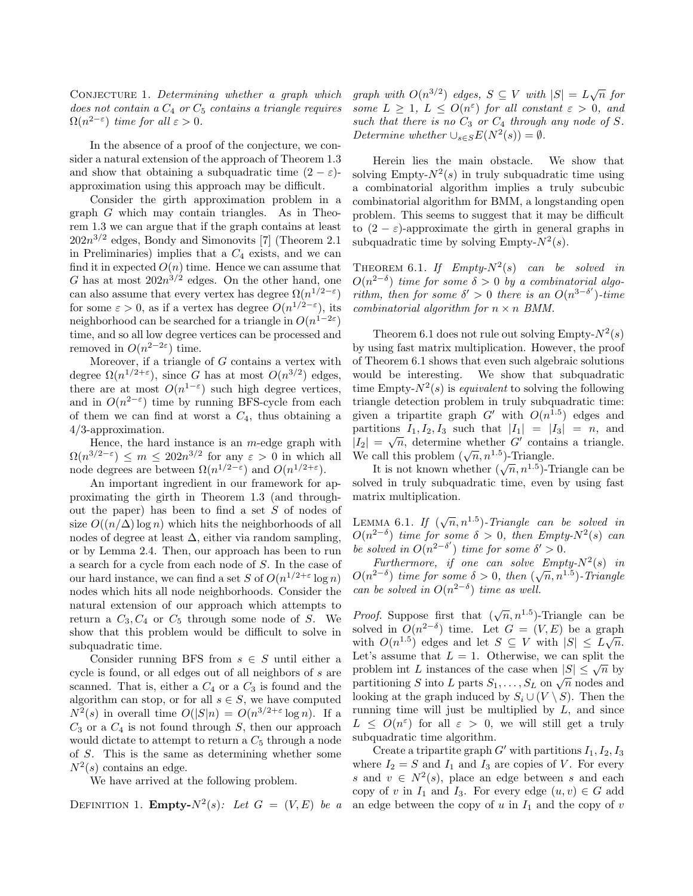Conjecture 1. *Determining whether a graph which does not contain a $C_4$ or $C_5$ contains a triangle requires $\Omega(n^{2-\varepsilon})$ time for all $\varepsilon > 0$.*

In the absence of a proof of the conjecture, we consider a natural extension of the approach of Theorem 1.3 and show that obtaining a subquadratic time $(2-\varepsilon)$-approximation using this approach may be difficult.

Consider the girth approximation problem in a graph $G$ which may contain triangles. As in Theorem 1.3 we can argue that if the graph contains at least $202n^{3/2}$ edges, Bondy and Simonovits [7] (Theorem 2.1 in Preliminaries) implies that a $C_4$ exists, and we can find it in expected $O(n)$ time. Hence we can assume that $G$ has at most $202n^{3/2}$ edges. On the other hand, one can also assume that every vertex has degree $\Omega(n^{1/2-\varepsilon})$ for some $\varepsilon > 0$, as if a vertex has degree $O(n^{1/2-\varepsilon})$, its neighborhood can be searched for a triangle in $O(n^{1-2\varepsilon})$ time, and so all low degree vertices can be processed and removed in $O(n^{2-2\varepsilon})$ time.

Moreover, if a triangle of $G$ contains a vertex with degree $\Omega(n^{1/2+\varepsilon})$, since $G$ has at most $O(n^{3/2})$ edges, there are at most $O(n^{1-\varepsilon})$ such high degree vertices, and in $O(n^{2-\varepsilon})$ time by running BFS-cycle from each of them we can find at worst a $C_4$, thus obtaining a 4/3-approximation.

Hence, the hard instance is an $m$-edge graph with $\Omega(n^{3/2-\varepsilon}) \leq m \leq 202n^{3/2}$ for any $\varepsilon > 0$ in which all node degrees are between $\Omega(n^{1/2-\varepsilon})$ and $O(n^{1/2+\varepsilon})$.

An important ingredient in our framework for approximating the girth in Theorem 1.3 (and throughout the paper) has been to find a set $S$ of nodes of size $O((n/\Delta)\log n)$ which hits the neighborhoods of all nodes of degree at least $\Delta$, either via random sampling, or by Lemma 2.4. Then, our approach has been to run a search for a cycle from each node of $S$. In the case of our hard instance, we can find a set $S$ of $O(n^{1/2+\varepsilon}\log n)$ nodes which hits all node neighborhoods. Consider the natural extension of our approach which attempts to return a $C_3, C_4$ or $C_5$ through some node of $S$. We show that this problem would be difficult to solve in subquadratic time.

Consider running BFS from $s \in S$ until either a cycle is found, or all edges out of all neighbors of $s$ are scanned. That is, either a $C_4$ or a $C_3$ is found and the algorithm can stop, or for all $s \in S$, we have computed $N^2(s)$ in overall time $O(|S|n) = O(n^{3/2+\varepsilon}\log n)$. If a $C_3$ or a $C_4$ is not found through $S$, then our approach would dictate to attempt to return a $C_5$ through a node of $S$. This is the same as determining whether some $N^2(s)$ contains an edge.

We have arrived at the following problem.

Definition 1. **Empty-$N^2(s)$**: *Let $G = (V, E)$ be a graph with $O(n^{3/2})$ edges, $S \subseteq V$ with $|S| = L\sqrt{n}$ for some $L \geq 1$, $L \leq O(n^{\varepsilon})$ for all constant $\varepsilon > 0$, and such that there is no $C_3$ or $C_4$ through any node of $S$. Determine whether $\cup_{s\in S} E(N^2(s)) = \emptyset$.*

Herein lies the main obstacle. We show that solving Empty-$N^2(s)$ in truly subquadratic time using a combinatorial algorithm implies a truly subcubic combinatorial algorithm for BMM, a longstanding open problem. This seems to suggest that it may be difficult to $(2-\varepsilon)$-approximate the girth in general graphs in subquadratic time by solving Empty-$N^2(s)$.

Theorem 6.1. *If Empty-$N^2(s)$ can be solved in $O(n^{2-\delta})$ time for some $\delta > 0$ by a combinatorial algorithm, then for some $\delta' > 0$ there is an $O(n^{3-\delta'})$-time combinatorial algorithm for $n \times n$ BMM.*

Theorem 6.1 does not rule out solving Empty-$N^2(s)$ by using fast matrix multiplication. However, the proof of Theorem 6.1 shows that even such algebraic solutions would be interesting. We show that subquadratic time Empty-$N^2(s)$ is *equivalent* to solving the following triangle detection problem in truly subquadratic time: given a tripartite graph $G'$ with $O(n^{1.5})$ edges and partitions $I_1, I_2, I_3$ such that $|I_1| = |I_3| = n$, and $|I_2| = \sqrt{n}$, determine whether $G'$ contains a triangle. We call this problem $(\sqrt{n}, n^{1.5})$-Triangle.

It is not known whether $(\sqrt{n}, n^{1.5})$-Triangle can be solved in truly subquadratic time, even by using fast matrix multiplication.

Lemma 6.1. *If $(\sqrt{n}, n^{1.5})$-Triangle can be solved in $O(n^{2-\delta})$ time for some $\delta > 0$, then Empty-$N^2(s)$ can be solved in $O(n^{2-\delta'})$ time for some $\delta' > 0$.*

*Furthermore, if one can solve Empty-$N^2(s)$ in $O(n^{2-\delta})$ time for some $\delta > 0$, then $(\sqrt{n}, n^{1.5})$-Triangle can be solved in $O(n^{2-\delta})$ time as well.*

*Proof.* Suppose first that $(\sqrt{n}, n^{1.5})$-Triangle can be solved in $O(n^{2-\delta})$ time. Let $G = (V, E)$ be a graph with $O(n^{1.5})$ edges and let $S \subseteq V$ with $|S| \leq L\sqrt{n}$. Let's assume that $L = 1$. Otherwise, we can split the problem int $L$ instances of the case when $|S| \leq \sqrt{n}$ by partitioning $S$ into $L$ parts $S_1, \ldots, S_L$ on $\sqrt{n}$ nodes and looking at the graph induced by $S_i \cup (V \setminus S)$. Then the running time will just be multiplied by $L$, and since $L \leq O(n^{\varepsilon})$ for all $\varepsilon > 0$, we will still get a truly subquadratic time algorithm.

Create a tripartite graph $G'$ with partitions $I_1, I_2, I_3$ where $I_2 = S$ and $I_1$ and $I_3$ are copies of $V$. For every $s$ and $v \in N^2(s)$, place an edge between $s$ and each copy of $v$ in $I_1$ and $I_3$. For every edge $(u, v) \in G$ add an edge between the copy of $u$ in $I_1$ and the copy of $v$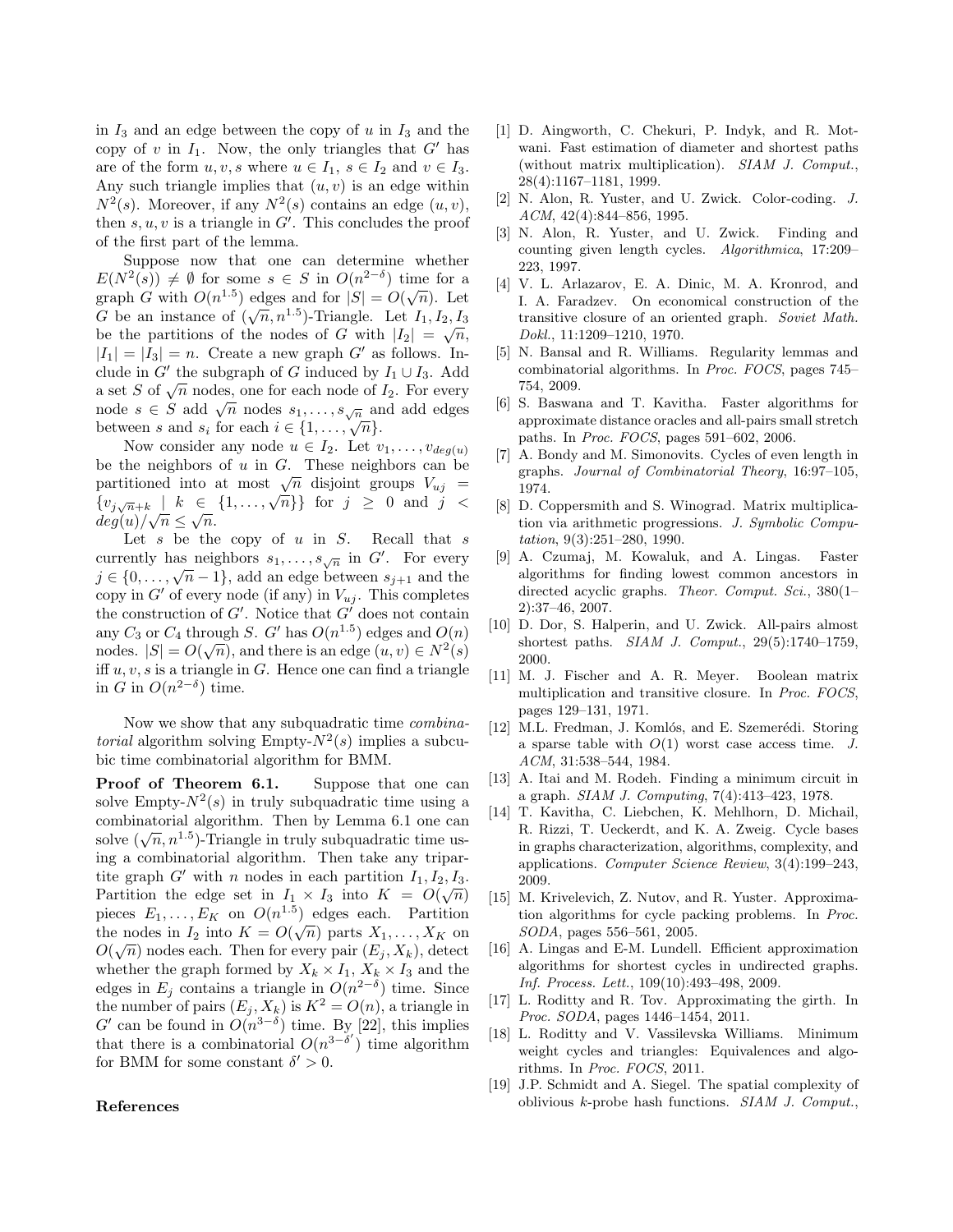in $I_3$ and an edge between the copy of $u$ in $I_3$ and the copy of $v$ in $I_1$. Now, the only triangles that $G'$ has are of the form $u, v, s$ where $u \in I_1$, $s \in I_2$ and $v \in I_3$. Any such triangle implies that $(u, v)$ is an edge within $N^2(s)$. Moreover, if any $N^2(s)$ contains an edge $(u, v)$, then $s, u, v$ is a triangle in $G'$. This concludes the proof of the first part of the lemma.

Suppose now that one can determine whether $E(N^2(s)) \neq \emptyset$ for some $s \in S$ in $O(n^{2-\delta})$ time for a graph $G$ with $O(n^{1.5})$ edges and for $|S| = O(\sqrt{n})$. Let $G$ be an instance of $(\sqrt{n}, n^{1.5})$-Triangle. Let $I_1, I_2, I_3$ be the partitions of the nodes of $G$ with $|I_2| = \sqrt{n}$, $|I_1| = |I_3| = n$. Create a new graph $G'$ as follows. Include in $G'$ the subgraph of $G$ induced by $I_1 \cup I_3$. Add a set $S$ of $\sqrt{n}$ nodes, one for each node of $I_2$. For every node $s \in S$ add $\sqrt{n}$ nodes $s_1, \ldots, s_{\sqrt{n}}$ and add edges between $s$ and $s_i$ for each $i \in \{1, \ldots, \sqrt{n}\}$.

Now consider any node $u \in I_2$. Let $v_1, \ldots, v_{deg(u)}$ be the neighbors of $u$ in $G$. These neighbors can be partitioned into at most $\sqrt{n}$ disjoint groups $V_{uj} = \{v_{j\sqrt{n}+k} \mid k \in \{1, \ldots, \sqrt{n}\}\}$ for $j \geq 0$ and $j < deg(u)/\sqrt{n} \leq \sqrt{n}$.

Let $s$ be the copy of $u$ in $S$. Recall that $s$ currently has neighbors $s_1, \ldots, s_{\sqrt{n}}$ in $G'$. For every $j \in \{0, \ldots, \sqrt{n} - 1\}$, add an edge between $s_{j+1}$ and the copy in $G'$ of every node (if any) in $V_{uj}$. This completes the construction of $G'$. Notice that $G'$ does not contain any $C_3$ or $C_4$ through $S$. $G'$ has $O(n^{1.5})$ edges and $O(n)$ nodes. $|S| = O(\sqrt{n})$, and there is an edge $(u, v) \in N^2(s)$ iff $u, v, s$ is a triangle in $G$. Hence one can find a triangle in $G$ in $O(n^{2-\delta})$ time.

Now we show that any subquadratic time *combinatorial* algorithm solving Empty-$N^2(s)$ implies a subcubic time combinatorial algorithm for BMM.

**Proof of Theorem 6.1.** Suppose that one can solve Empty-$N^2(s)$ in truly subquadratic time using a combinatorial algorithm. Then by Lemma 6.1 one can solve $(\sqrt{n}, n^{1.5})$-Triangle in truly subquadratic time using a combinatorial algorithm. Then take any tripartite graph $G'$ with $n$ nodes in each partition $I_1, I_2, I_3$. Partition the edge set in $I_1 \times I_3$ into $K = O(\sqrt{n})$ pieces $E_1, \ldots, E_K$ on $O(n^{1.5})$ edges each. Partition the nodes in $I_2$ into $K = O(\sqrt{n})$ parts $X_1, \ldots, X_K$ on $O(\sqrt{n})$ nodes each. Then for every pair $(E_j, X_k)$, detect whether the graph formed by $X_k \times I_1$, $X_k \times I_3$ and the edges in $E_j$ contains a triangle in $O(n^{2-\delta})$ time. Since the number of pairs $(E_j, X_k)$ is $K^2 = O(n)$, a triangle in $G'$ can be found in $O(n^{3-\delta})$ time. By [22], this implies that there is a combinatorial $O(n^{3-\delta'})$ time algorithm for BMM for some constant $\delta' > 0$.

## References

[1] D. Aingworth, C. Chekuri, P. Indyk, and R. Motwani. Fast estimation of diameter and shortest paths (without matrix multiplication). *SIAM J. Comput.*, 28(4):1167–1181, 1999.

[2] N. Alon, R. Yuster, and U. Zwick. Color-coding. *J. ACM*, 42(4):844–856, 1995.

[3] N. Alon, R. Yuster, and U. Zwick. Finding and counting given length cycles. *Algorithmica*, 17:209–223, 1997.

[4] V. L. Arlazarov, E. A. Dinic, M. A. Kronrod, and I. A. Faradzev. On economical construction of the transitive closure of an oriented graph. *Soviet Math. Dokl.*, 11:1209–1210, 1970.

[5] N. Bansal and R. Williams. Regularity lemmas and combinatorial algorithms. In *Proc. FOCS*, pages 745–754, 2009.

[6] S. Baswana and T. Kavitha. Faster algorithms for approximate distance oracles and all-pairs small stretch paths. In *Proc. FOCS*, pages 591–602, 2006.

[7] A. Bondy and M. Simonovits. Cycles of even length in graphs. *Journal of Combinatorial Theory*, 16:97–105, 1974.

[8] D. Coppersmith and S. Winograd. Matrix multiplication via arithmetic progressions. *J. Symbolic Computation*, 9(3):251–280, 1990.

[9] A. Czumaj, M. Kowaluk, and A. Lingas. Faster algorithms for finding lowest common ancestors in directed acyclic graphs. *Theor. Comput. Sci.*, 380(1–2):37–46, 2007.

[10] D. Dor, S. Halperin, and U. Zwick. All-pairs almost shortest paths. *SIAM J. Comput.*, 29(5):1740–1759, 2000.

[11] M. J. Fischer and A. R. Meyer. Boolean matrix multiplication and transitive closure. In *Proc. FOCS*, pages 129–131, 1971.

[12] M.L. Fredman, J. Komlós, and E. Szemerédi. Storing a sparse table with $O(1)$ worst case access time. *J. ACM*, 31:538–544, 1984.

[13] A. Itai and M. Rodeh. Finding a minimum circuit in a graph. *SIAM J. Computing*, 7(4):413–423, 1978.

[14] T. Kavitha, C. Liebchen, K. Mehlhorn, D. Michail, R. Rizzi, T. Ueckerdt, and K. A. Zweig. Cycle bases in graphs characterization, algorithms, complexity, and applications. *Computer Science Review*, 3(4):199–243, 2009.

[15] M. Krivelevich, Z. Nutov, and R. Yuster. Approximation algorithms for cycle packing problems. In *Proc. SODA*, pages 556–561, 2005.

[16] A. Lingas and E-M. Lundell. Efficient approximation algorithms for shortest cycles in undirected graphs. *Inf. Process. Lett.*, 109(10):493–498, 2009.

[17] L. Roditty and R. Tov. Approximating the girth. In *Proc. SODA*, pages 1446–1454, 2011.

[18] L. Roditty and V. Vassilevska Williams. Minimum weight cycles and triangles: Equivalences and algorithms. In *Proc. FOCS*, 2011.

[19] J.P. Schmidt and A. Siegel. The spatial complexity of oblivious $k$-probe hash functions. *SIAM J. Comput.*,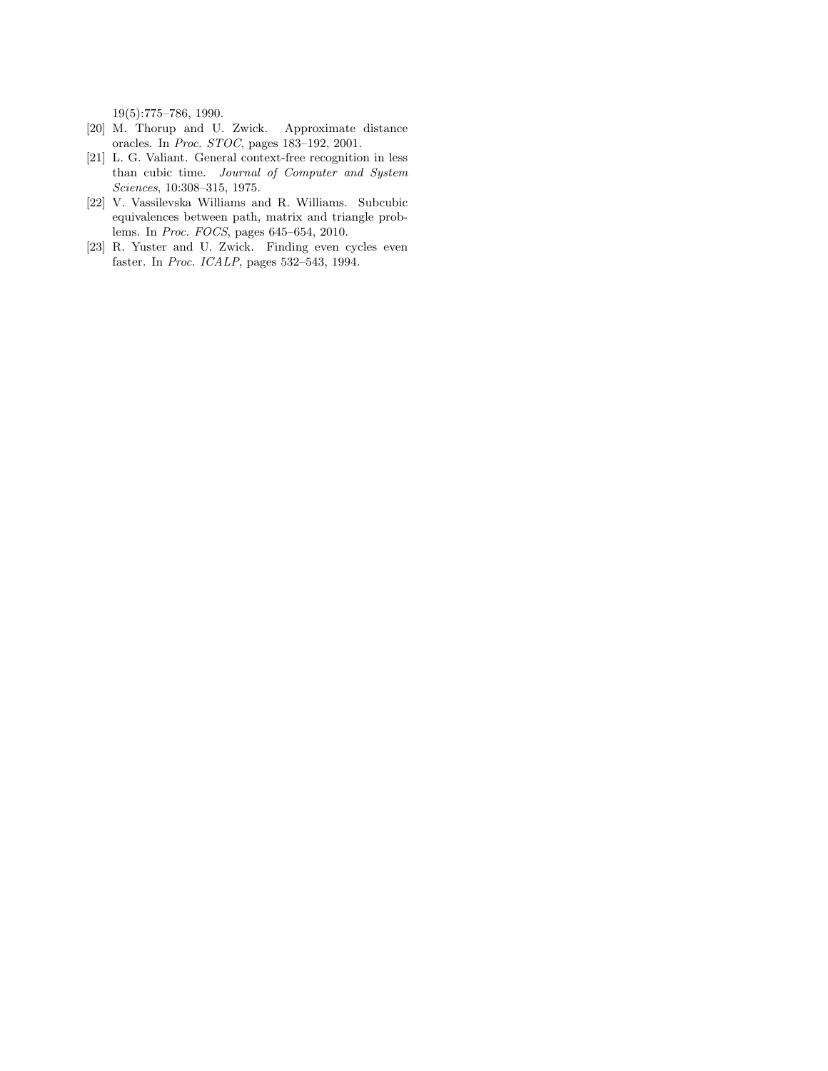19(5):775–786, 1990.

[20] M. Thorup and U. Zwick. Approximate distance oracles. In *Proc. STOC*, pages 183–192, 2001.

[21] L. G. Valiant. General context-free recognition in less than cubic time. *Journal of Computer and System Sciences*, 10:308–315, 1975.

[22] V. Vassilevska Williams and R. Williams. Subcubic equivalences between path, matrix and triangle problems. In *Proc. FOCS*, pages 645–654, 2010.

[23] R. Yuster and U. Zwick. Finding even cycles even faster. In *Proc. ICALP*, pages 532–543, 1994.